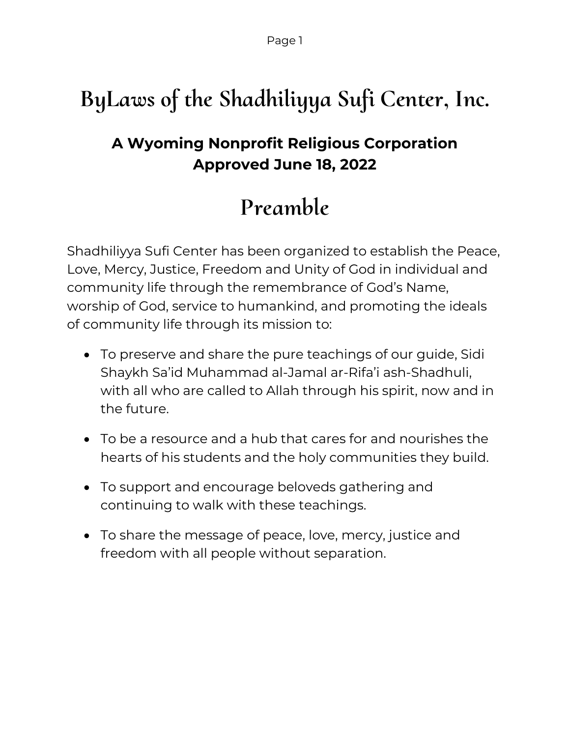# ByLaws of the Shadhiliyya Sufi Center, Inc.

**A Wyoming Nonprofit Religious Corporation**
**Approved June 18, 2022**

## Preamble

Shadhiliyya Sufi Center has been organized to establish the Peace, Love, Mercy, Justice, Freedom and Unity of God in individual and community life through the remembrance of God's Name, worship of God, service to humankind, and promoting the ideals of community life through its mission to:

- To preserve and share the pure teachings of our guide, Sidi Shaykh Sa'id Muhammad al-Jamal ar-Rifa'i ash-Shadhuli, with all who are called to Allah through his spirit, now and in the future.
- To be a resource and a hub that cares for and nourishes the hearts of his students and the holy communities they build.
- To support and encourage beloveds gathering and continuing to walk with these teachings.
- To share the message of peace, love, mercy, justice and freedom with all people without separation.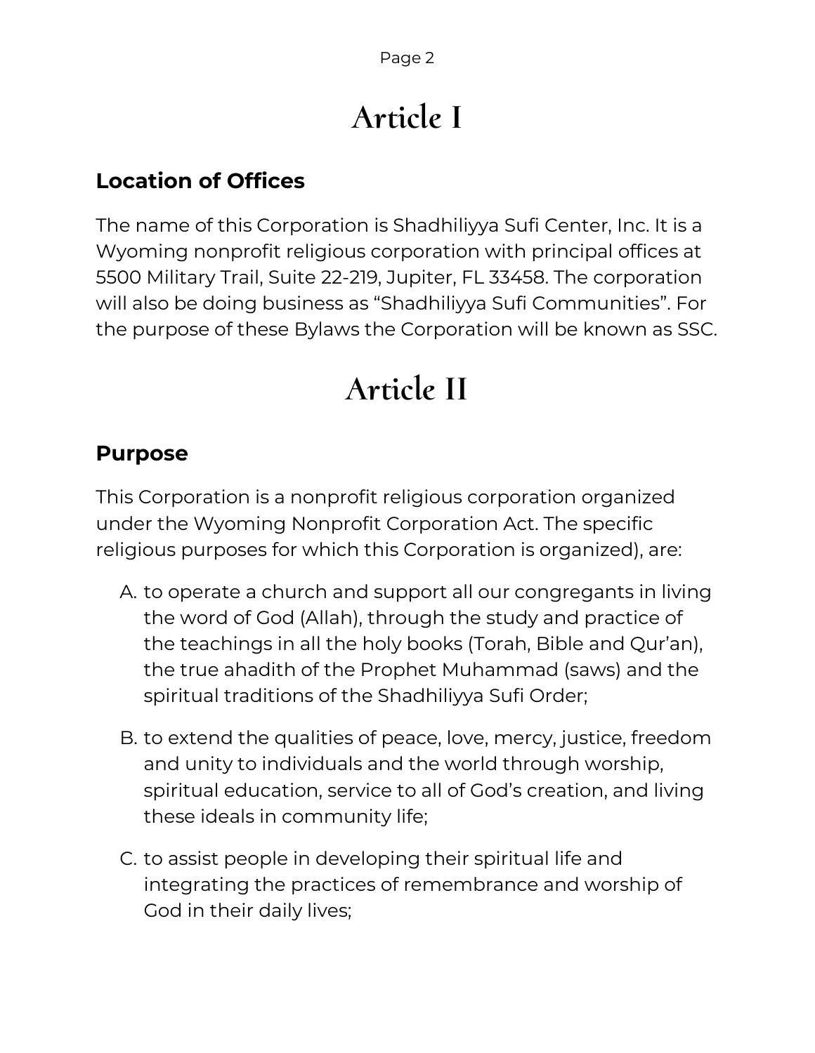# Article I

## Location of Offices

The name of this Corporation is Shadhiliyya Sufi Center, Inc. It is a Wyoming nonprofit religious corporation with principal offices at 5500 Military Trail, Suite 22-219, Jupiter, FL 33458. The corporation will also be doing business as “Shadhiliyya Sufi Communities”. For the purpose of these Bylaws the Corporation will be known as SSC.

# Article II

## Purpose

This Corporation is a nonprofit religious corporation organized under the Wyoming Nonprofit Corporation Act. The specific religious purposes for which this Corporation is organized), are:

A. to operate a church and support all our congregants in living the word of God (Allah), through the study and practice of the teachings in all the holy books (Torah, Bible and Qur’an), the true ahadith of the Prophet Muhammad (saws) and the spiritual traditions of the Shadhiliyya Sufi Order;

B. to extend the qualities of peace, love, mercy, justice, freedom and unity to individuals and the world through worship, spiritual education, service to all of God’s creation, and living these ideals in community life;

C. to assist people in developing their spiritual life and integrating the practices of remembrance and worship of God in their daily lives;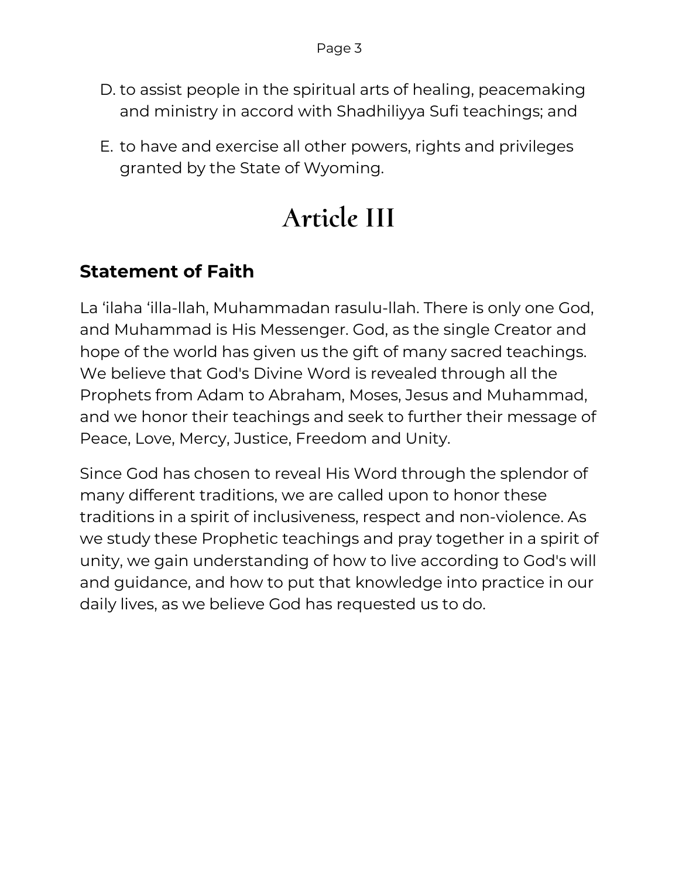D. to assist people in the spiritual arts of healing, peacemaking and ministry in accord with Shadhiliyya Sufi teachings; and

E. to have and exercise all other powers, rights and privileges granted by the State of Wyoming.

# Article III

### Statement of Faith

La 'ilaha 'illa-llah, Muhammadan rasulu-llah. There is only one God, and Muhammad is His Messenger. God, as the single Creator and hope of the world has given us the gift of many sacred teachings. We believe that God's Divine Word is revealed through all the Prophets from Adam to Abraham, Moses, Jesus and Muhammad, and we honor their teachings and seek to further their message of Peace, Love, Mercy, Justice, Freedom and Unity.

Since God has chosen to reveal His Word through the splendor of many different traditions, we are called upon to honor these traditions in a spirit of inclusiveness, respect and non-violence. As we study these Prophetic teachings and pray together in a spirit of unity, we gain understanding of how to live according to God's will and guidance, and how to put that knowledge into practice in our daily lives, as we believe God has requested us to do.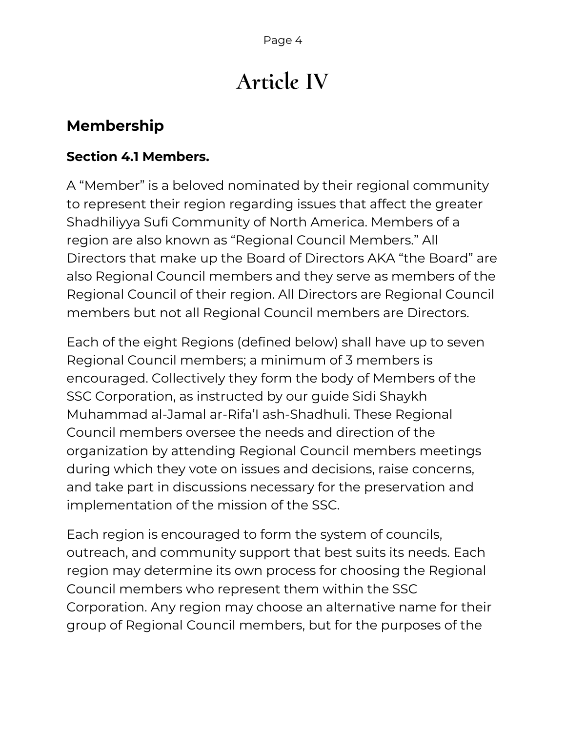# Article IV

## Membership

### Section 4.1 Members.

A "Member" is a beloved nominated by their regional community to represent their region regarding issues that affect the greater Shadhiliyya Sufi Community of North America. Members of a region are also known as "Regional Council Members." All Directors that make up the Board of Directors AKA "the Board" are also Regional Council members and they serve as members of the Regional Council of their region. All Directors are Regional Council members but not all Regional Council members are Directors.

Each of the eight Regions (defined below) shall have up to seven Regional Council members; a minimum of 3 members is encouraged. Collectively they form the body of Members of the SSC Corporation, as instructed by our guide Sidi Shaykh Muhammad al-Jamal ar-Rifa'I ash-Shadhuli. These Regional Council members oversee the needs and direction of the organization by attending Regional Council members meetings during which they vote on issues and decisions, raise concerns, and take part in discussions necessary for the preservation and implementation of the mission of the SSC.

Each region is encouraged to form the system of councils, outreach, and community support that best suits its needs. Each region may determine its own process for choosing the Regional Council members who represent them within the SSC Corporation. Any region may choose an alternative name for their group of Regional Council members, but for the purposes of the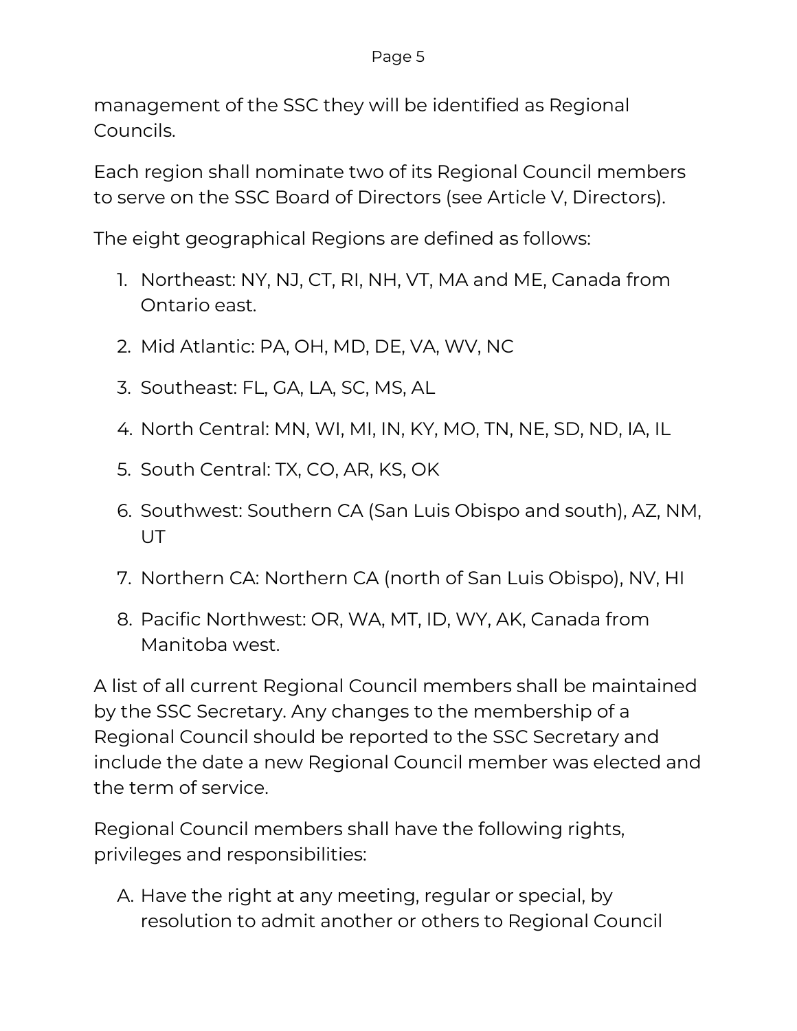management of the SSC they will be identified as Regional Councils.

Each region shall nominate two of its Regional Council members to serve on the SSC Board of Directors (see Article V, Directors).

The eight geographical Regions are defined as follows:

1. Northeast: NY, NJ, CT, RI, NH, VT, MA and ME, Canada from Ontario east.
2. Mid Atlantic: PA, OH, MD, DE, VA, WV, NC
3. Southeast: FL, GA, LA, SC, MS, AL
4. North Central: MN, WI, MI, IN, KY, MO, TN, NE, SD, ND, IA, IL
5. South Central: TX, CO, AR, KS, OK
6. Southwest: Southern CA (San Luis Obispo and south), AZ, NM, UT
7. Northern CA: Northern CA (north of San Luis Obispo), NV, HI
8. Pacific Northwest: OR, WA, MT, ID, WY, AK, Canada from Manitoba west.

A list of all current Regional Council members shall be maintained by the SSC Secretary. Any changes to the membership of a Regional Council should be reported to the SSC Secretary and include the date a new Regional Council member was elected and the term of service.

Regional Council members shall have the following rights, privileges and responsibilities:

A. Have the right at any meeting, regular or special, by resolution to admit another or others to Regional Council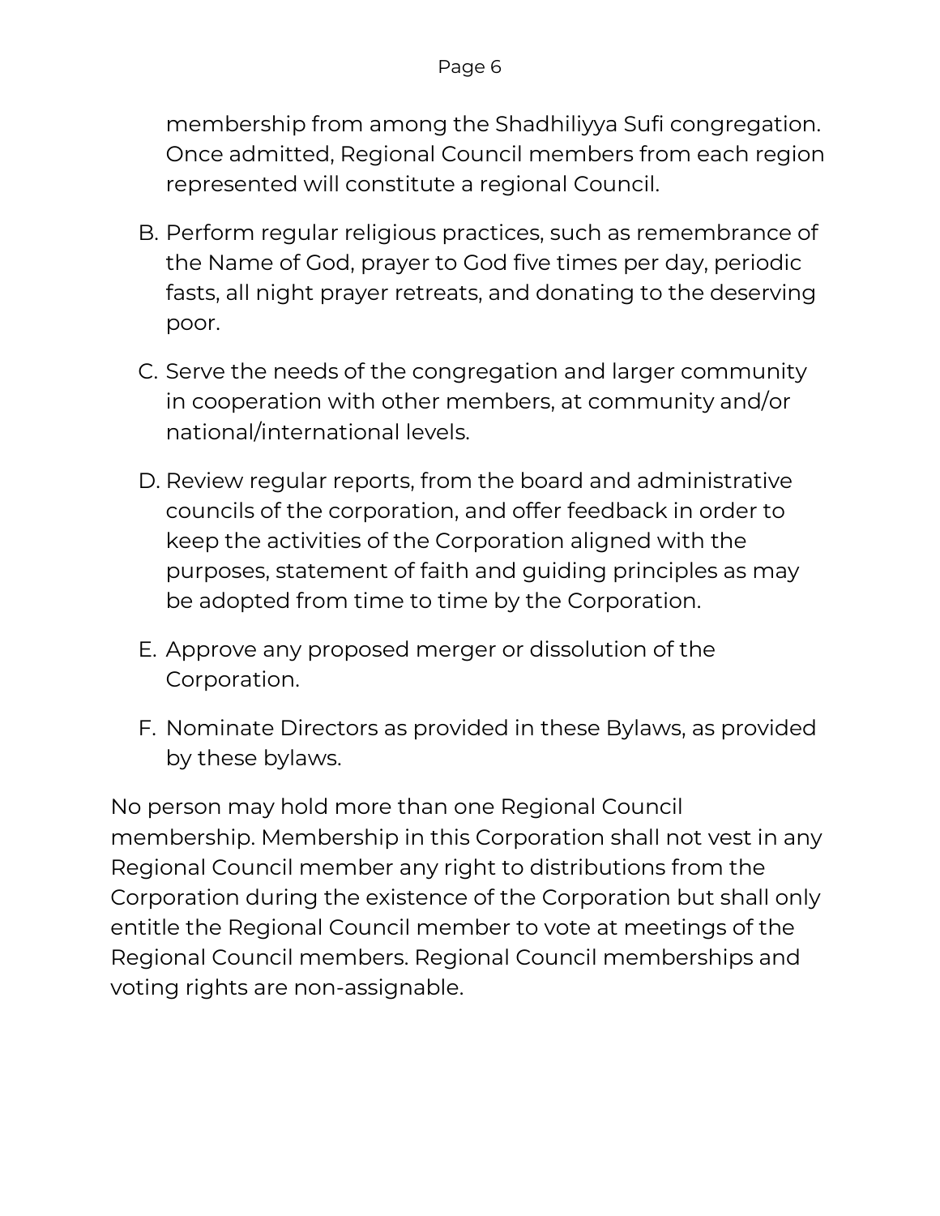membership from among the Shadhiliyya Sufi congregation. Once admitted, Regional Council members from each region represented will constitute a regional Council.

B. Perform regular religious practices, such as remembrance of the Name of God, prayer to God five times per day, periodic fasts, all night prayer retreats, and donating to the deserving poor.

C. Serve the needs of the congregation and larger community in cooperation with other members, at community and/or national/international levels.

D. Review regular reports, from the board and administrative councils of the corporation, and offer feedback in order to keep the activities of the Corporation aligned with the purposes, statement of faith and guiding principles as may be adopted from time to time by the Corporation.

E. Approve any proposed merger or dissolution of the Corporation.

F. Nominate Directors as provided in these Bylaws, as provided by these bylaws.

No person may hold more than one Regional Council membership. Membership in this Corporation shall not vest in any Regional Council member any right to distributions from the Corporation during the existence of the Corporation but shall only entitle the Regional Council member to vote at meetings of the Regional Council members. Regional Council memberships and voting rights are non-assignable.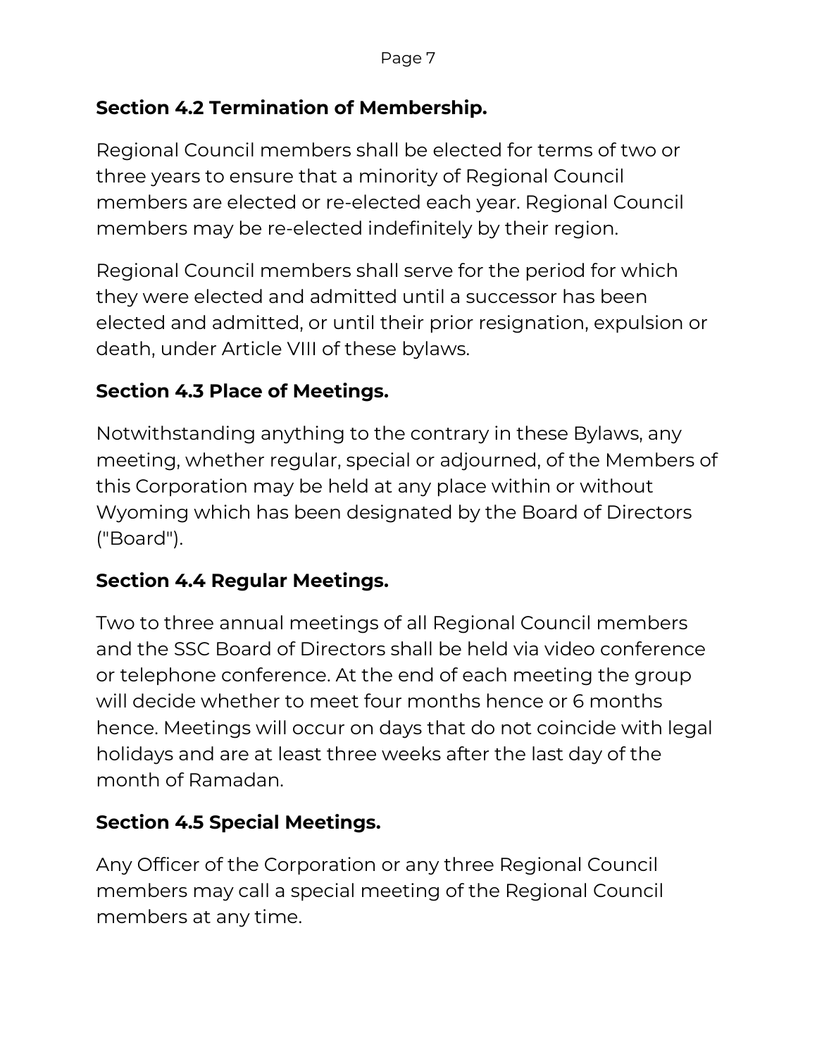## Section 4.2 Termination of Membership.

Regional Council members shall be elected for terms of two or three years to ensure that a minority of Regional Council members are elected or re-elected each year. Regional Council members may be re-elected indefinitely by their region.

Regional Council members shall serve for the period for which they were elected and admitted until a successor has been elected and admitted, or until their prior resignation, expulsion or death, under Article VIII of these bylaws.

## Section 4.3 Place of Meetings.

Notwithstanding anything to the contrary in these Bylaws, any meeting, whether regular, special or adjourned, of the Members of this Corporation may be held at any place within or without Wyoming which has been designated by the Board of Directors ("Board").

## Section 4.4 Regular Meetings.

Two to three annual meetings of all Regional Council members and the SSC Board of Directors shall be held via video conference or telephone conference. At the end of each meeting the group will decide whether to meet four months hence or 6 months hence. Meetings will occur on days that do not coincide with legal holidays and are at least three weeks after the last day of the month of Ramadan.

## Section 4.5 Special Meetings.

Any Officer of the Corporation or any three Regional Council members may call a special meeting of the Regional Council members at any time.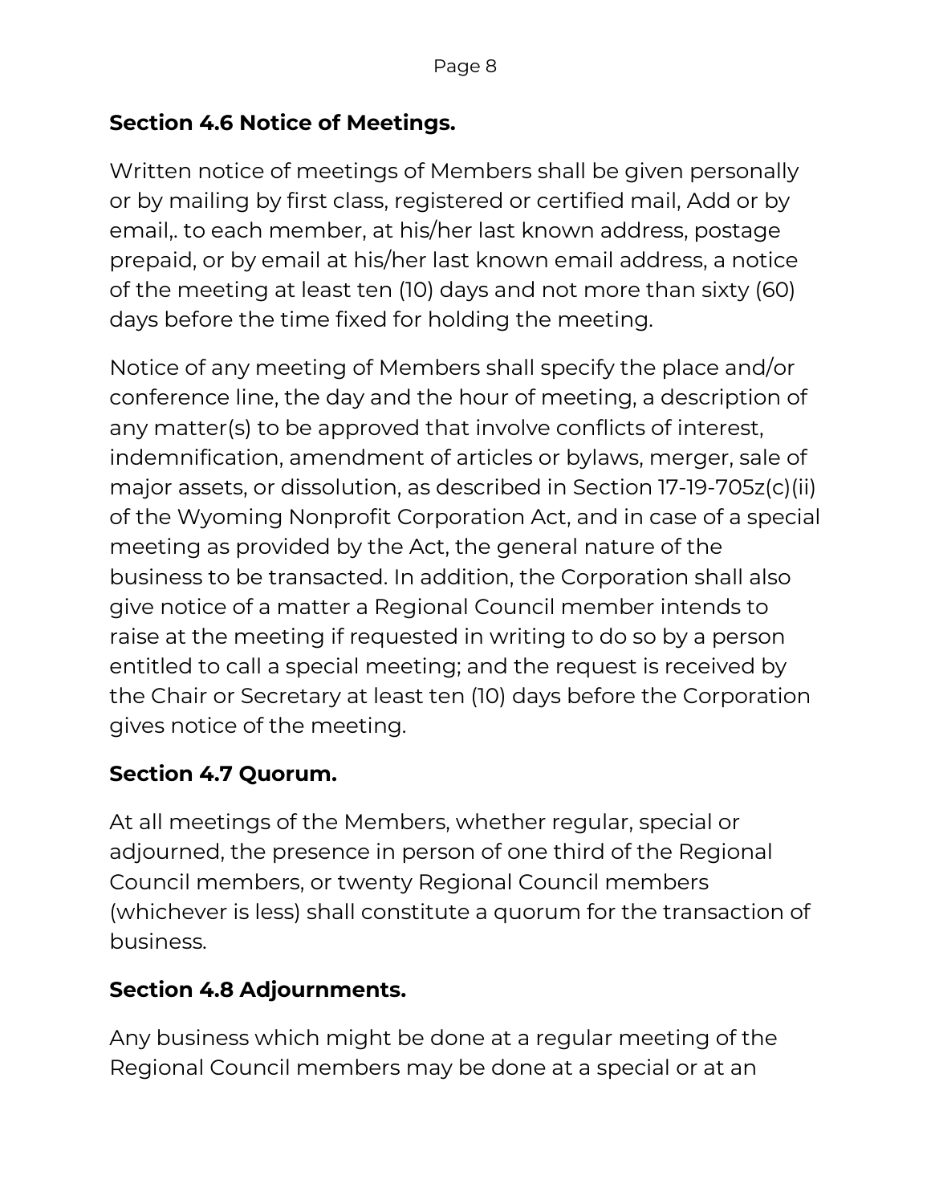### Section 4.6 Notice of Meetings.

Written notice of meetings of Members shall be given personally or by mailing by first class, registered or certified mail, Add or by email,. to each member, at his/her last known address, postage prepaid, or by email at his/her last known email address, a notice of the meeting at least ten (10) days and not more than sixty (60) days before the time fixed for holding the meeting.

Notice of any meeting of Members shall specify the place and/or conference line, the day and the hour of meeting, a description of any matter(s) to be approved that involve conflicts of interest, indemnification, amendment of articles or bylaws, merger, sale of major assets, or dissolution, as described in Section 17-19-705z(c)(ii) of the Wyoming Nonprofit Corporation Act, and in case of a special meeting as provided by the Act, the general nature of the business to be transacted. In addition, the Corporation shall also give notice of a matter a Regional Council member intends to raise at the meeting if requested in writing to do so by a person entitled to call a special meeting; and the request is received by the Chair or Secretary at least ten (10) days before the Corporation gives notice of the meeting.

### Section 4.7 Quorum.

At all meetings of the Members, whether regular, special or adjourned, the presence in person of one third of the Regional Council members, or twenty Regional Council members (whichever is less) shall constitute a quorum for the transaction of business.

### Section 4.8 Adjournments.

Any business which might be done at a regular meeting of the Regional Council members may be done at a special or at an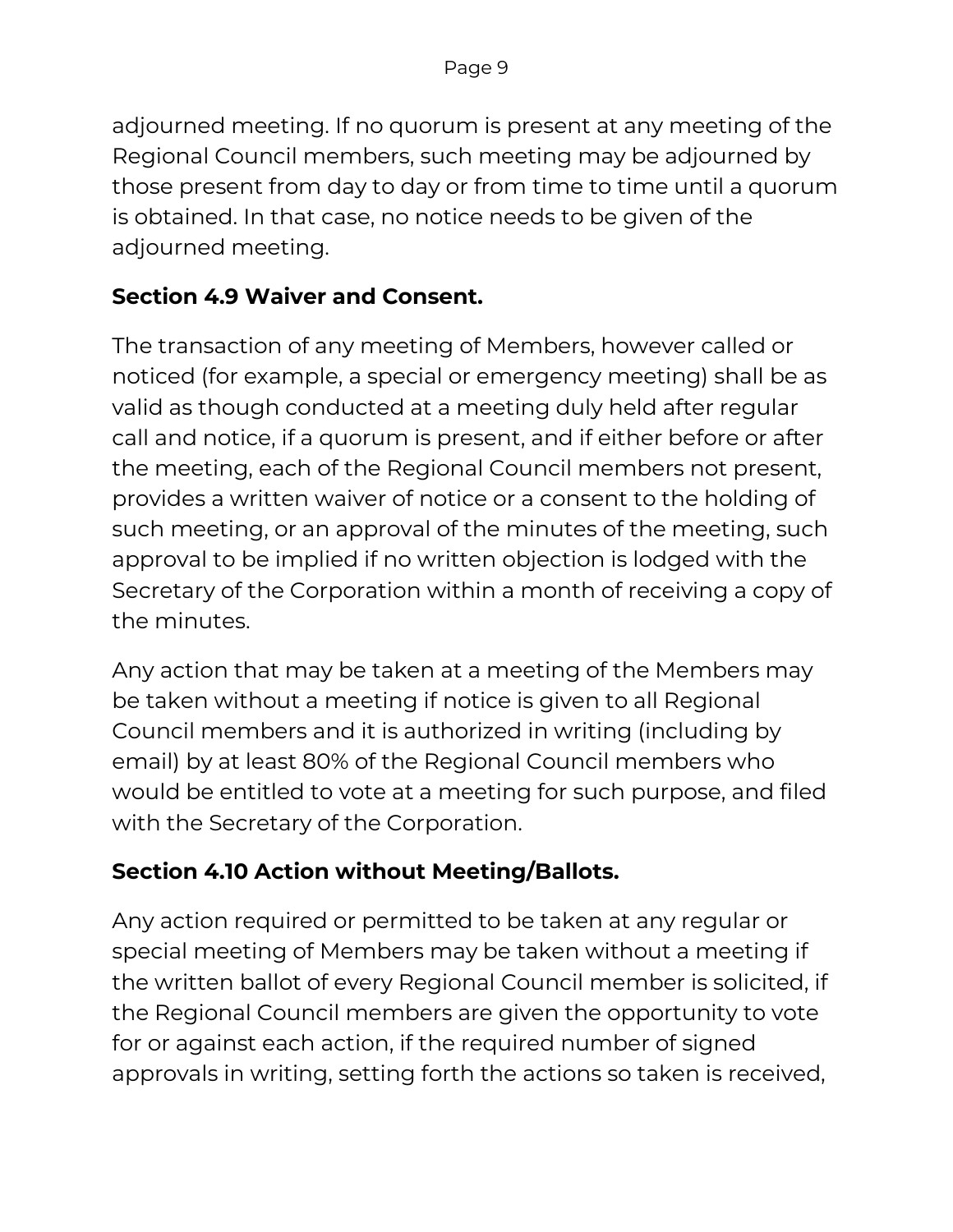adjourned meeting. If no quorum is present at any meeting of the Regional Council members, such meeting may be adjourned by those present from day to day or from time to time until a quorum is obtained. In that case, no notice needs to be given of the adjourned meeting.

### Section 4.9 Waiver and Consent.

The transaction of any meeting of Members, however called or noticed (for example, a special or emergency meeting) shall be as valid as though conducted at a meeting duly held after regular call and notice, if a quorum is present, and if either before or after the meeting, each of the Regional Council members not present, provides a written waiver of notice or a consent to the holding of such meeting, or an approval of the minutes of the meeting, such approval to be implied if no written objection is lodged with the Secretary of the Corporation within a month of receiving a copy of the minutes.

Any action that may be taken at a meeting of the Members may be taken without a meeting if notice is given to all Regional Council members and it is authorized in writing (including by email) by at least 80% of the Regional Council members who would be entitled to vote at a meeting for such purpose, and filed with the Secretary of the Corporation.

### Section 4.10 Action without Meeting/Ballots.

Any action required or permitted to be taken at any regular or special meeting of Members may be taken without a meeting if the written ballot of every Regional Council member is solicited, if the Regional Council members are given the opportunity to vote for or against each action, if the required number of signed approvals in writing, setting forth the actions so taken is received,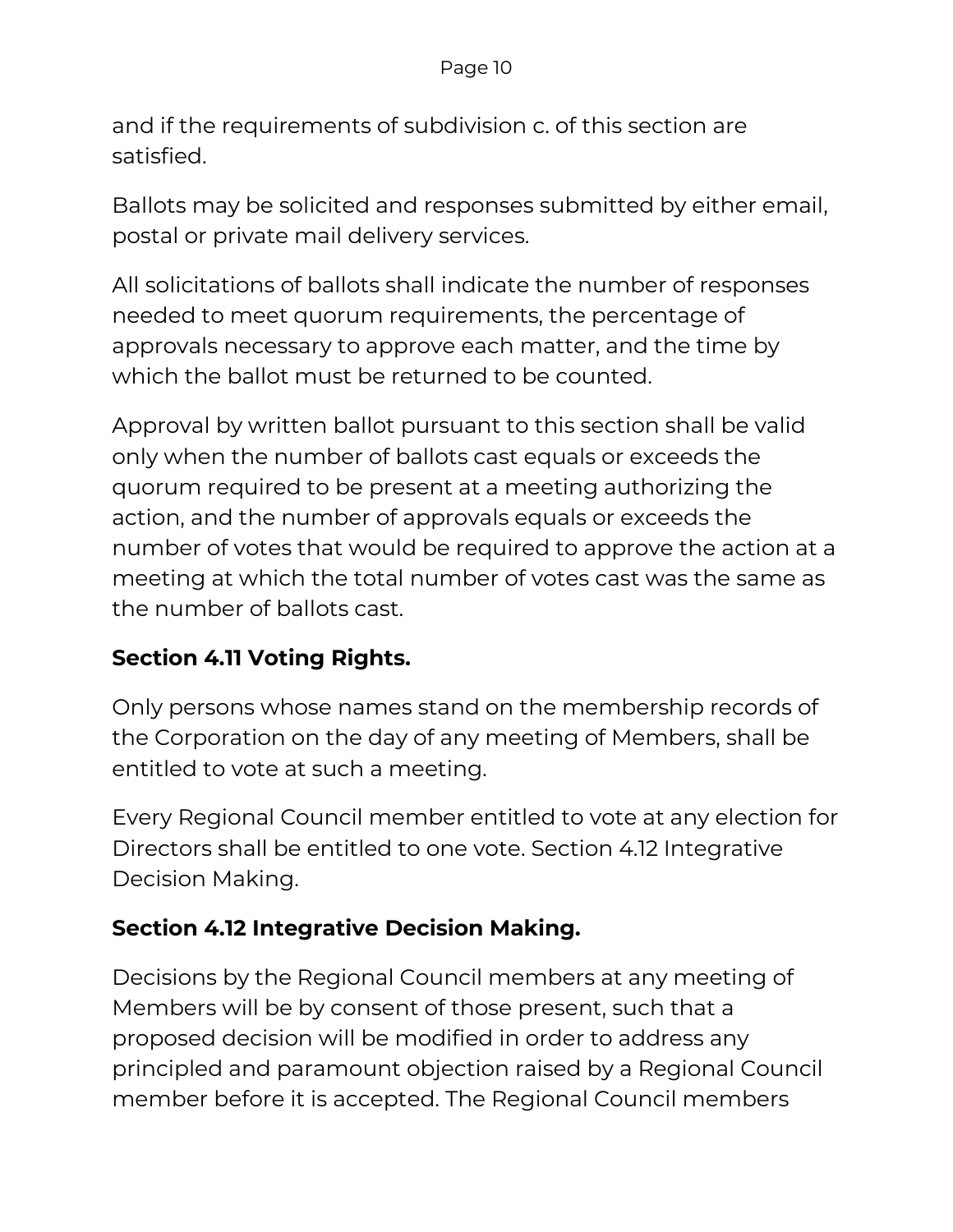and if the requirements of subdivision c. of this section are satisfied.

Ballots may be solicited and responses submitted by either email, postal or private mail delivery services.

All solicitations of ballots shall indicate the number of responses needed to meet quorum requirements, the percentage of approvals necessary to approve each matter, and the time by which the ballot must be returned to be counted.

Approval by written ballot pursuant to this section shall be valid only when the number of ballots cast equals or exceeds the quorum required to be present at a meeting authorizing the action, and the number of approvals equals or exceeds the number of votes that would be required to approve the action at a meeting at which the total number of votes cast was the same as the number of ballots cast.

**Section 4.11 Voting Rights.**

Only persons whose names stand on the membership records of the Corporation on the day of any meeting of Members, shall be entitled to vote at such a meeting.

Every Regional Council member entitled to vote at any election for Directors shall be entitled to one vote. Section 4.12 Integrative Decision Making.

**Section 4.12 Integrative Decision Making.**

Decisions by the Regional Council members at any meeting of Members will be by consent of those present, such that a proposed decision will be modified in order to address any principled and paramount objection raised by a Regional Council member before it is accepted. The Regional Council members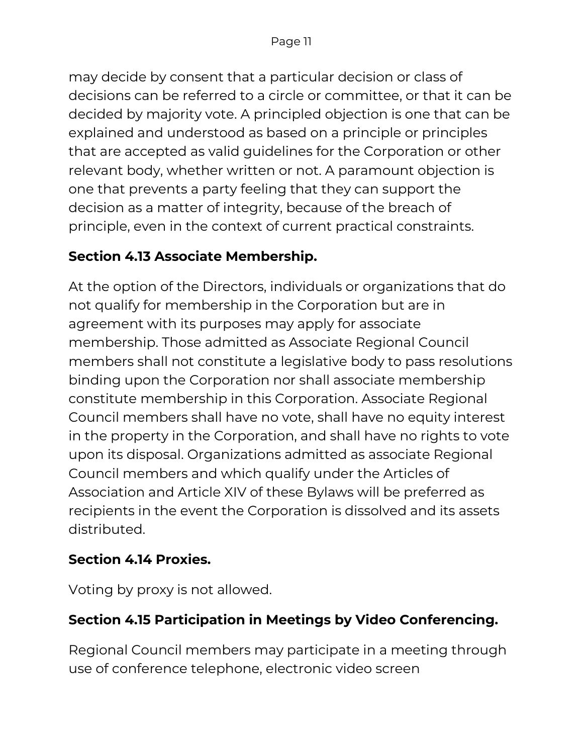may decide by consent that a particular decision or class of decisions can be referred to a circle or committee, or that it can be decided by majority vote. A principled objection is one that can be explained and understood as based on a principle or principles that are accepted as valid guidelines for the Corporation or other relevant body, whether written or not. A paramount objection is one that prevents a party feeling that they can support the decision as a matter of integrity, because of the breach of principle, even in the context of current practical constraints.

### Section 4.13 Associate Membership.

At the option of the Directors, individuals or organizations that do not qualify for membership in the Corporation but are in agreement with its purposes may apply for associate membership. Those admitted as Associate Regional Council members shall not constitute a legislative body to pass resolutions binding upon the Corporation nor shall associate membership constitute membership in this Corporation. Associate Regional Council members shall have no vote, shall have no equity interest in the property in the Corporation, and shall have no rights to vote upon its disposal. Organizations admitted as associate Regional Council members and which qualify under the Articles of Association and Article XIV of these Bylaws will be preferred as recipients in the event the Corporation is dissolved and its assets distributed.

### Section 4.14 Proxies.

Voting by proxy is not allowed.

### Section 4.15 Participation in Meetings by Video Conferencing.

Regional Council members may participate in a meeting through use of conference telephone, electronic video screen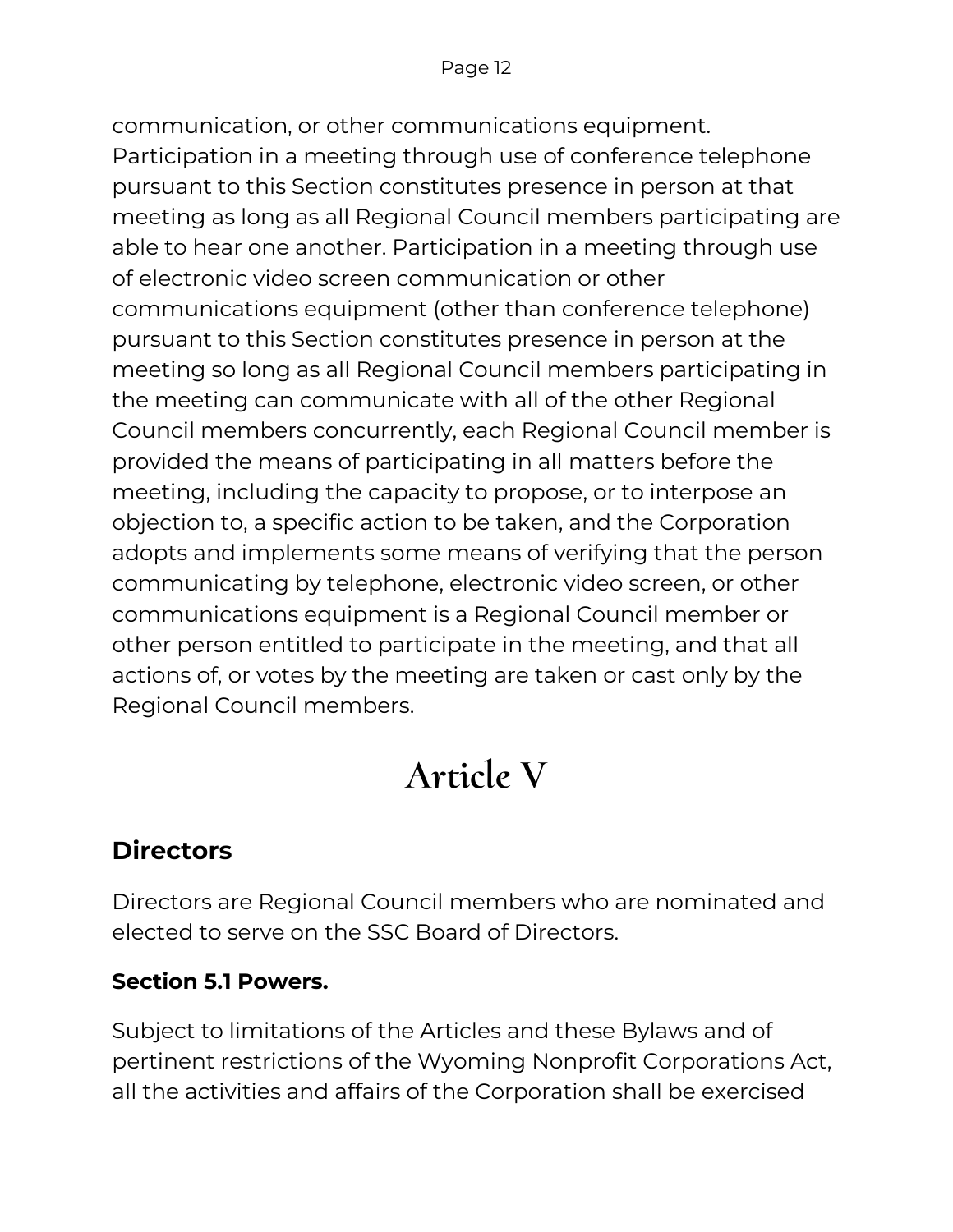communication, or other communications equipment. Participation in a meeting through use of conference telephone pursuant to this Section constitutes presence in person at that meeting as long as all Regional Council members participating are able to hear one another. Participation in a meeting through use of electronic video screen communication or other communications equipment (other than conference telephone) pursuant to this Section constitutes presence in person at the meeting so long as all Regional Council members participating in the meeting can communicate with all of the other Regional Council members concurrently, each Regional Council member is provided the means of participating in all matters before the meeting, including the capacity to propose, or to interpose an objection to, a specific action to be taken, and the Corporation adopts and implements some means of verifying that the person communicating by telephone, electronic video screen, or other communications equipment is a Regional Council member or other person entitled to participate in the meeting, and that all actions of, or votes by the meeting are taken or cast only by the Regional Council members.

# Article V

## Directors

Directors are Regional Council members who are nominated and elected to serve on the SSC Board of Directors.

### Section 5.1 Powers.

Subject to limitations of the Articles and these Bylaws and of pertinent restrictions of the Wyoming Nonprofit Corporations Act, all the activities and affairs of the Corporation shall be exercised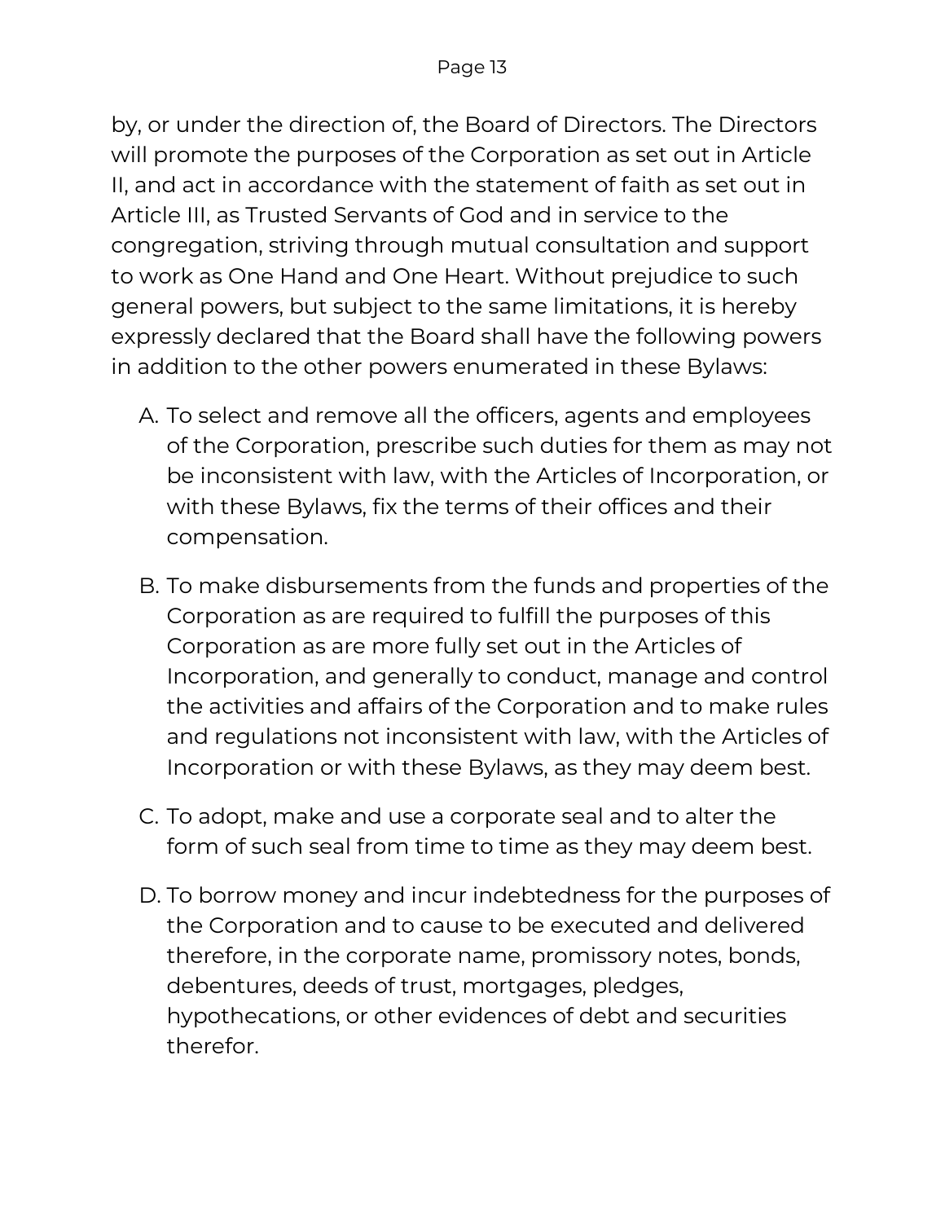by, or under the direction of, the Board of Directors. The Directors will promote the purposes of the Corporation as set out in Article II, and act in accordance with the statement of faith as set out in Article III, as Trusted Servants of God and in service to the congregation, striving through mutual consultation and support to work as One Hand and One Heart. Without prejudice to such general powers, but subject to the same limitations, it is hereby expressly declared that the Board shall have the following powers in addition to the other powers enumerated in these Bylaws:

A. To select and remove all the officers, agents and employees of the Corporation, prescribe such duties for them as may not be inconsistent with law, with the Articles of Incorporation, or with these Bylaws, fix the terms of their offices and their compensation.

B. To make disbursements from the funds and properties of the Corporation as are required to fulfill the purposes of this Corporation as are more fully set out in the Articles of Incorporation, and generally to conduct, manage and control the activities and affairs of the Corporation and to make rules and regulations not inconsistent with law, with the Articles of Incorporation or with these Bylaws, as they may deem best.

C. To adopt, make and use a corporate seal and to alter the form of such seal from time to time as they may deem best.

D. To borrow money and incur indebtedness for the purposes of the Corporation and to cause to be executed and delivered therefore, in the corporate name, promissory notes, bonds, debentures, deeds of trust, mortgages, pledges, hypothecations, or other evidences of debt and securities therefor.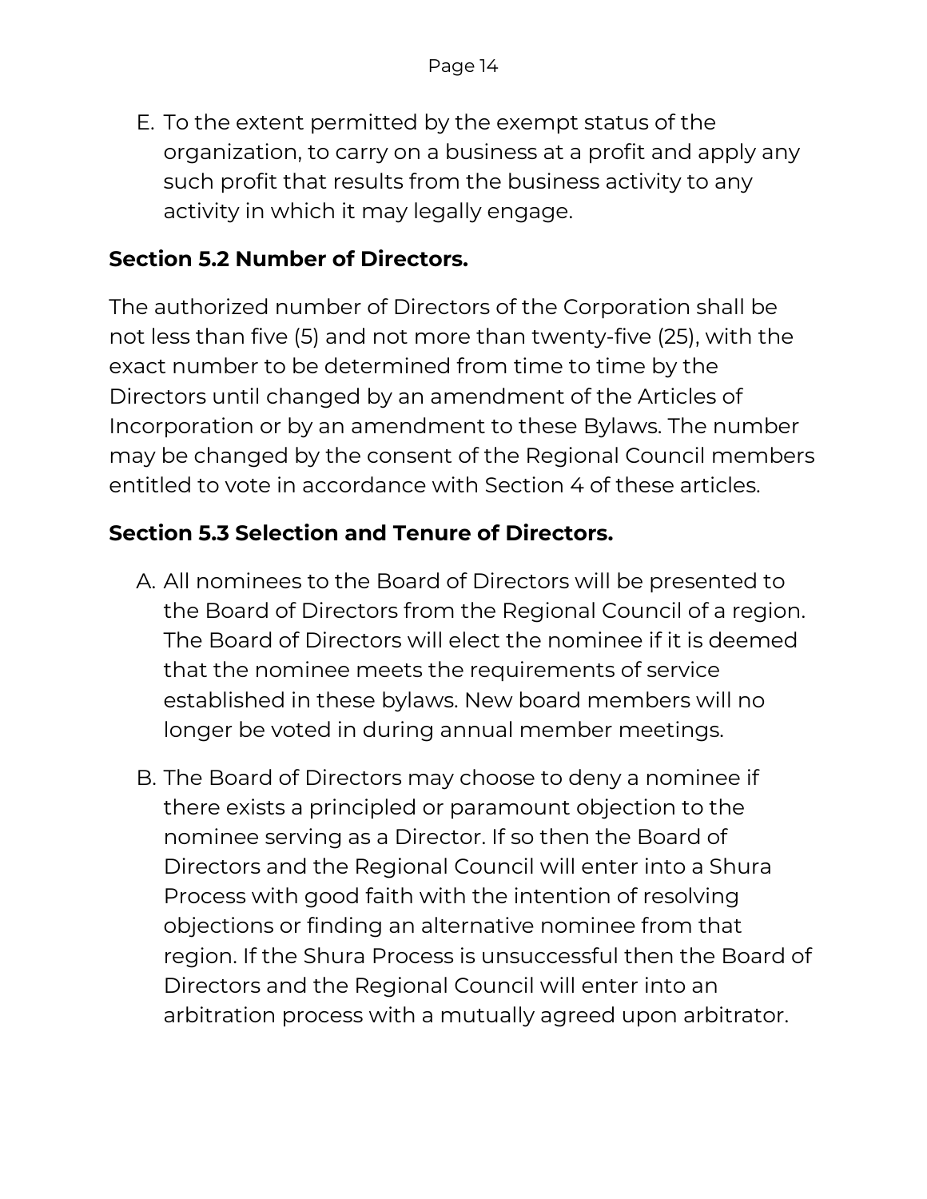E. To the extent permitted by the exempt status of the organization, to carry on a business at a profit and apply any such profit that results from the business activity to any activity in which it may legally engage.

### Section 5.2 Number of Directors.

The authorized number of Directors of the Corporation shall be not less than five (5) and not more than twenty-five (25), with the exact number to be determined from time to time by the Directors until changed by an amendment of the Articles of Incorporation or by an amendment to these Bylaws. The number may be changed by the consent of the Regional Council members entitled to vote in accordance with Section 4 of these articles.

### Section 5.3 Selection and Tenure of Directors.

A. All nominees to the Board of Directors will be presented to the Board of Directors from the Regional Council of a region. The Board of Directors will elect the nominee if it is deemed that the nominee meets the requirements of service established in these bylaws. New board members will no longer be voted in during annual member meetings.

B. The Board of Directors may choose to deny a nominee if there exists a principled or paramount objection to the nominee serving as a Director. If so then the Board of Directors and the Regional Council will enter into a Shura Process with good faith with the intention of resolving objections or finding an alternative nominee from that region. If the Shura Process is unsuccessful then the Board of Directors and the Regional Council will enter into an arbitration process with a mutually agreed upon arbitrator.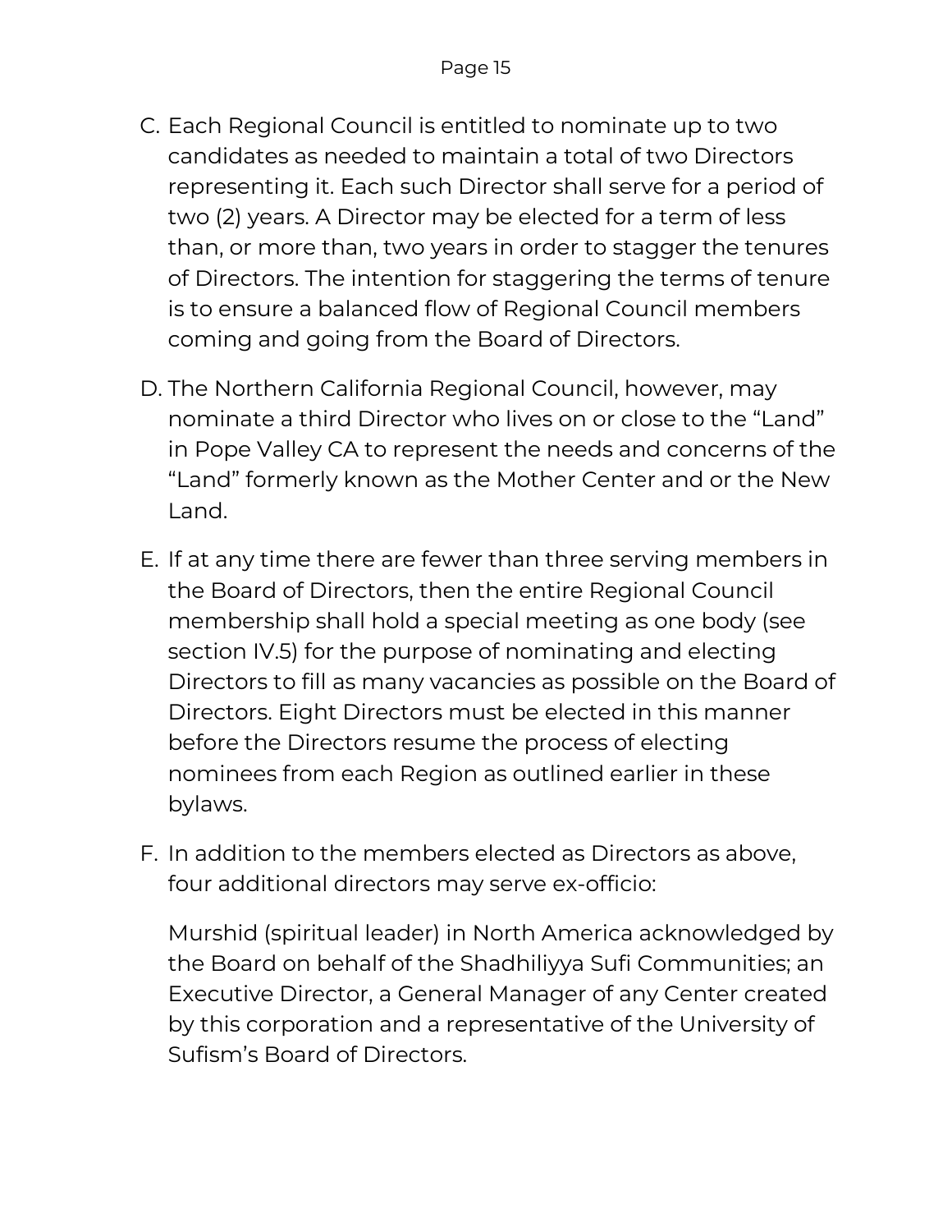C. Each Regional Council is entitled to nominate up to two candidates as needed to maintain a total of two Directors representing it. Each such Director shall serve for a period of two (2) years. A Director may be elected for a term of less than, or more than, two years in order to stagger the tenures of Directors. The intention for staggering the terms of tenure is to ensure a balanced flow of Regional Council members coming and going from the Board of Directors.

D. The Northern California Regional Council, however, may nominate a third Director who lives on or close to the "Land" in Pope Valley CA to represent the needs and concerns of the "Land" formerly known as the Mother Center and or the New Land.

E. If at any time there are fewer than three serving members in the Board of Directors, then the entire Regional Council membership shall hold a special meeting as one body (see section IV.5) for the purpose of nominating and electing Directors to fill as many vacancies as possible on the Board of Directors. Eight Directors must be elected in this manner before the Directors resume the process of electing nominees from each Region as outlined earlier in these bylaws.

F. In addition to the members elected as Directors as above, four additional directors may serve ex-officio:

   Murshid (spiritual leader) in North America acknowledged by the Board on behalf of the Shadhiliyya Sufi Communities; an Executive Director, a General Manager of any Center created by this corporation and a representative of the University of Sufism's Board of Directors.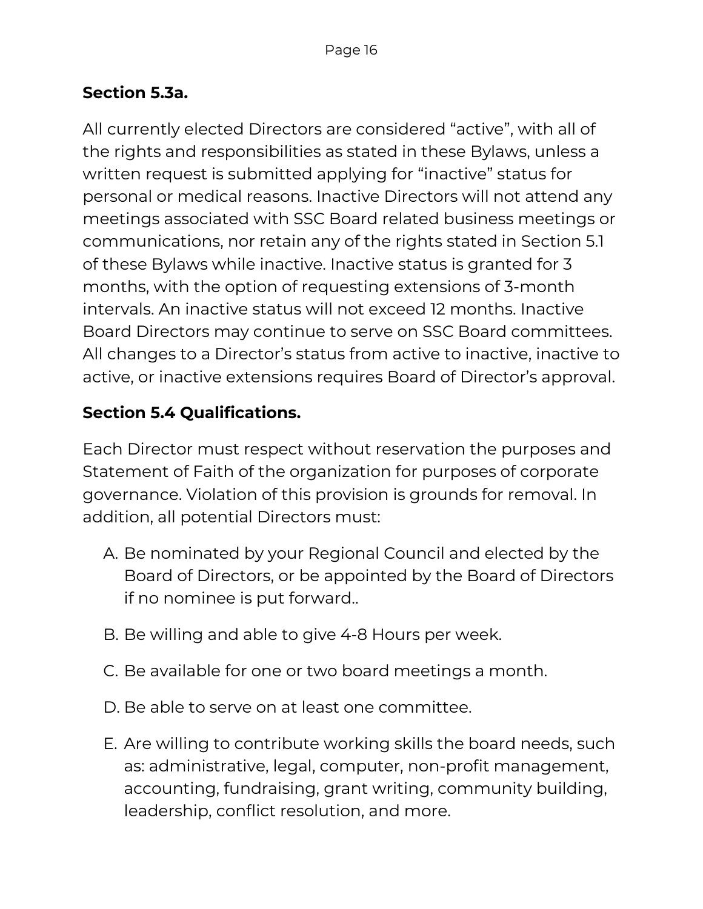### Section 5.3a.

All currently elected Directors are considered “active”, with all of the rights and responsibilities as stated in these Bylaws, unless a written request is submitted applying for “inactive” status for personal or medical reasons. Inactive Directors will not attend any meetings associated with SSC Board related business meetings or communications, nor retain any of the rights stated in Section 5.1 of these Bylaws while inactive. Inactive status is granted for 3 months, with the option of requesting extensions of 3-month intervals. An inactive status will not exceed 12 months. Inactive Board Directors may continue to serve on SSC Board committees. All changes to a Director’s status from active to inactive, inactive to active, or inactive extensions requires Board of Director’s approval.

### Section 5.4 Qualifications.

Each Director must respect without reservation the purposes and Statement of Faith of the organization for purposes of corporate governance. Violation of this provision is grounds for removal. In addition, all potential Directors must:

A. Be nominated by your Regional Council and elected by the Board of Directors, or be appointed by the Board of Directors if no nominee is put forward..

B. Be willing and able to give 4-8 Hours per week.

C. Be available for one or two board meetings a month.

D. Be able to serve on at least one committee.

E. Are willing to contribute working skills the board needs, such as: administrative, legal, computer, non-profit management, accounting, fundraising, grant writing, community building, leadership, conflict resolution, and more.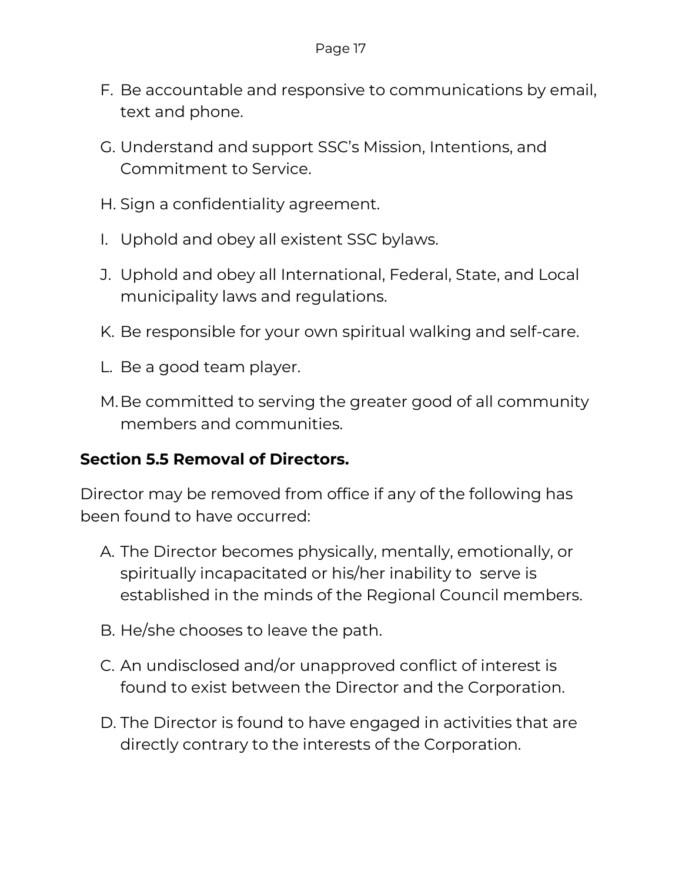F. Be accountable and responsive to communications by email, text and phone.

G. Understand and support SSC's Mission, Intentions, and Commitment to Service.

H. Sign a confidentiality agreement.

I. Uphold and obey all existent SSC bylaws.

J. Uphold and obey all International, Federal, State, and Local municipality laws and regulations.

K. Be responsible for your own spiritual walking and self-care.

L. Be a good team player.

M. Be committed to serving the greater good of all community members and communities.

**Section 5.5 Removal of Directors.**

Director may be removed from office if any of the following has been found to have occurred:

A. The Director becomes physically, mentally, emotionally, or spiritually incapacitated or his/her inability to serve is established in the minds of the Regional Council members.

B. He/she chooses to leave the path.

C. An undisclosed and/or unapproved conflict of interest is found to exist between the Director and the Corporation.

D. The Director is found to have engaged in activities that are directly contrary to the interests of the Corporation.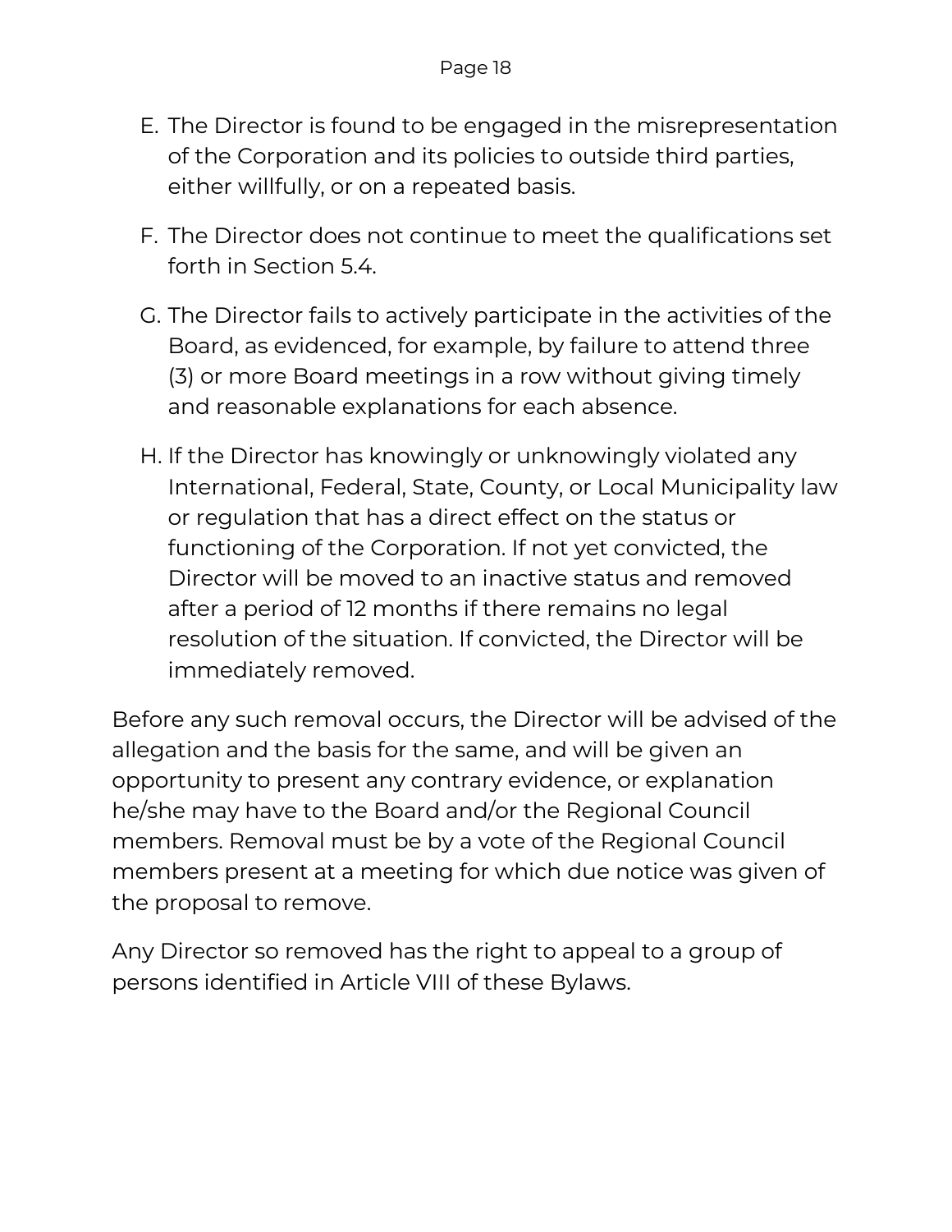E. The Director is found to be engaged in the misrepresentation of the Corporation and its policies to outside third parties, either willfully, or on a repeated basis.

F. The Director does not continue to meet the qualifications set forth in Section 5.4.

G. The Director fails to actively participate in the activities of the Board, as evidenced, for example, by failure to attend three (3) or more Board meetings in a row without giving timely and reasonable explanations for each absence.

H. If the Director has knowingly or unknowingly violated any International, Federal, State, County, or Local Municipality law or regulation that has a direct effect on the status or functioning of the Corporation. If not yet convicted, the Director will be moved to an inactive status and removed after a period of 12 months if there remains no legal resolution of the situation. If convicted, the Director will be immediately removed.

Before any such removal occurs, the Director will be advised of the allegation and the basis for the same, and will be given an opportunity to present any contrary evidence, or explanation he/she may have to the Board and/or the Regional Council members. Removal must be by a vote of the Regional Council members present at a meeting for which due notice was given of the proposal to remove.

Any Director so removed has the right to appeal to a group of persons identified in Article VIII of these Bylaws.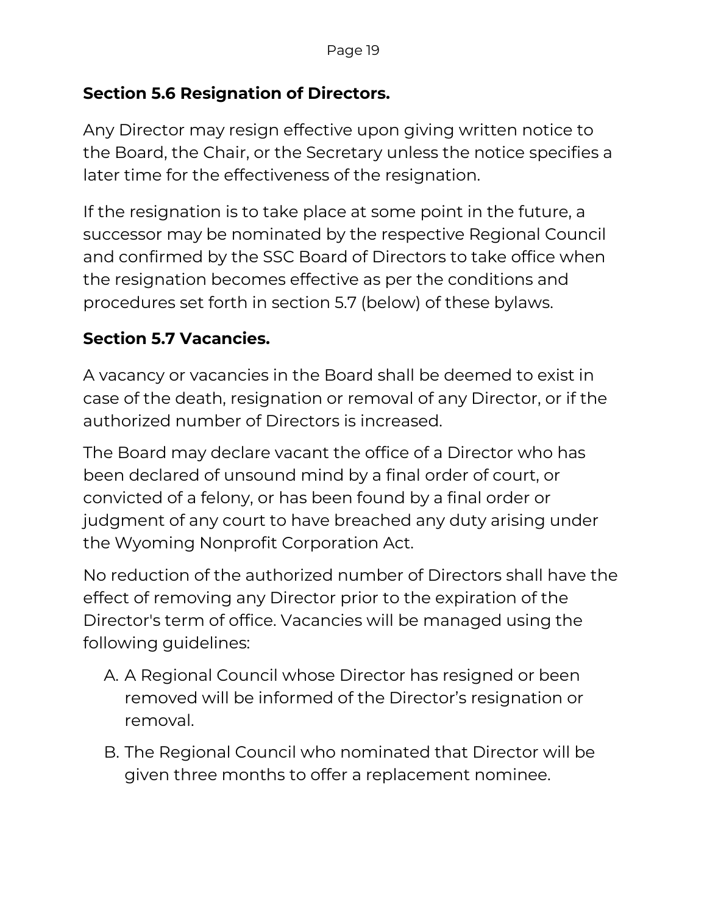**Section 5.6 Resignation of Directors.**

Any Director may resign effective upon giving written notice to the Board, the Chair, or the Secretary unless the notice specifies a later time for the effectiveness of the resignation.

If the resignation is to take place at some point in the future, a successor may be nominated by the respective Regional Council and confirmed by the SSC Board of Directors to take office when the resignation becomes effective as per the conditions and procedures set forth in section 5.7 (below) of these bylaws.

**Section 5.7 Vacancies.**

A vacancy or vacancies in the Board shall be deemed to exist in case of the death, resignation or removal of any Director, or if the authorized number of Directors is increased.

The Board may declare vacant the office of a Director who has been declared of unsound mind by a final order of court, or convicted of a felony, or has been found by a final order or judgment of any court to have breached any duty arising under the Wyoming Nonprofit Corporation Act.

No reduction of the authorized number of Directors shall have the effect of removing any Director prior to the expiration of the Director's term of office. Vacancies will be managed using the following guidelines:

A. A Regional Council whose Director has resigned or been removed will be informed of the Director's resignation or removal.

B. The Regional Council who nominated that Director will be given three months to offer a replacement nominee.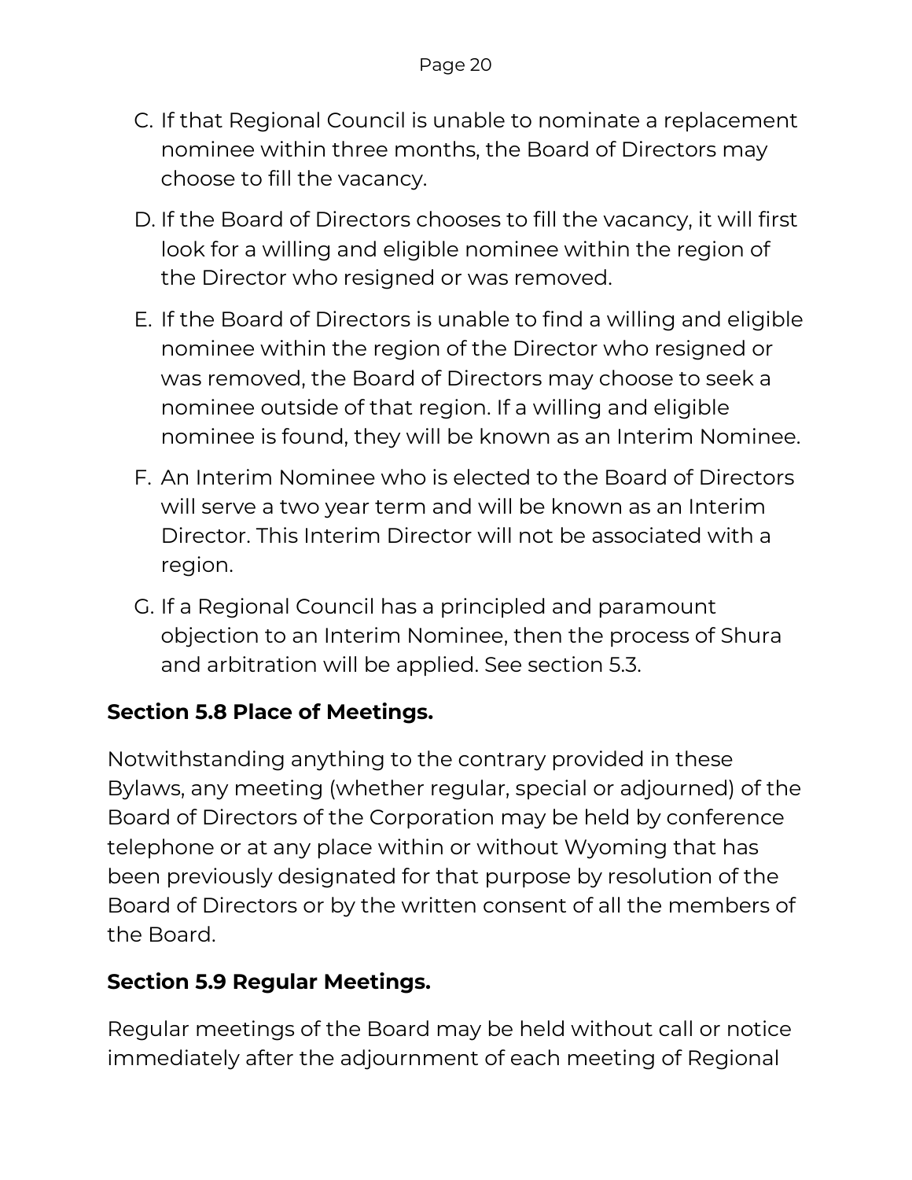C. If that Regional Council is unable to nominate a replacement nominee within three months, the Board of Directors may choose to fill the vacancy.

D. If the Board of Directors chooses to fill the vacancy, it will first look for a willing and eligible nominee within the region of the Director who resigned or was removed.

E. If the Board of Directors is unable to find a willing and eligible nominee within the region of the Director who resigned or was removed, the Board of Directors may choose to seek a nominee outside of that region. If a willing and eligible nominee is found, they will be known as an Interim Nominee.

F. An Interim Nominee who is elected to the Board of Directors will serve a two year term and will be known as an Interim Director. This Interim Director will not be associated with a region.

G. If a Regional Council has a principled and paramount objection to an Interim Nominee, then the process of Shura and arbitration will be applied. See section 5.3.

## Section 5.8 Place of Meetings.

Notwithstanding anything to the contrary provided in these Bylaws, any meeting (whether regular, special or adjourned) of the Board of Directors of the Corporation may be held by conference telephone or at any place within or without Wyoming that has been previously designated for that purpose by resolution of the Board of Directors or by the written consent of all the members of the Board.

## Section 5.9 Regular Meetings.

Regular meetings of the Board may be held without call or notice immediately after the adjournment of each meeting of Regional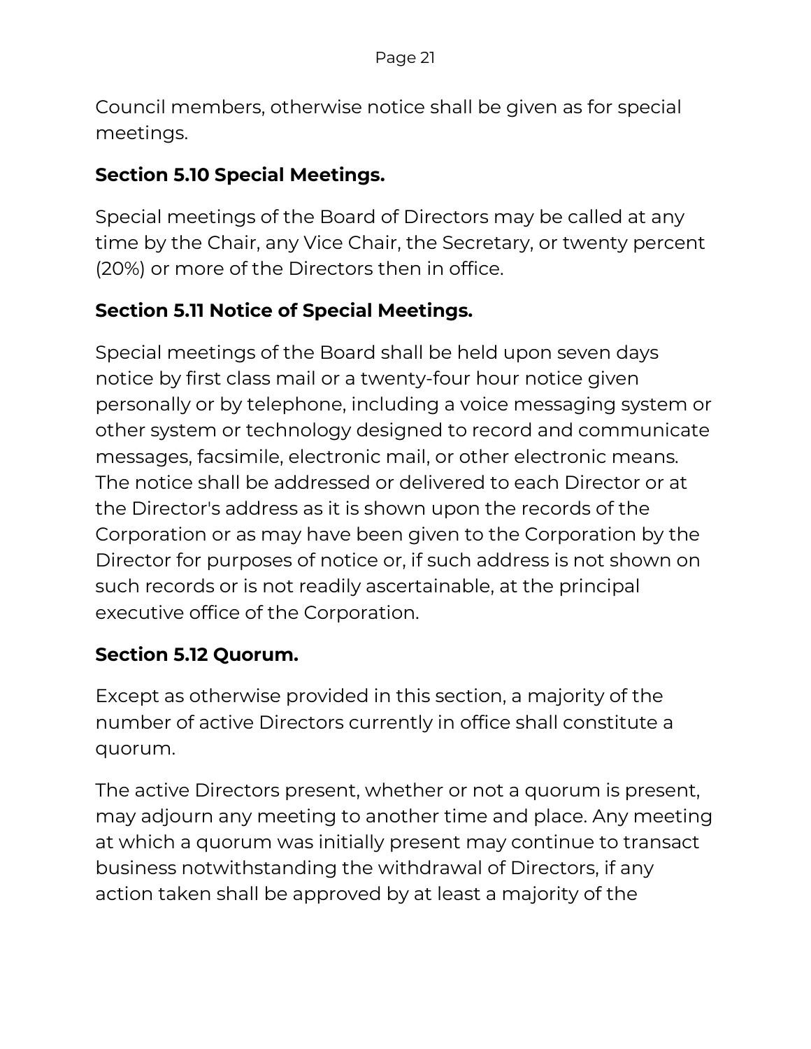Council members, otherwise notice shall be given as for special meetings.

### Section 5.10 Special Meetings.

Special meetings of the Board of Directors may be called at any time by the Chair, any Vice Chair, the Secretary, or twenty percent (20%) or more of the Directors then in office.

### Section 5.11 Notice of Special Meetings.

Special meetings of the Board shall be held upon seven days notice by first class mail or a twenty-four hour notice given personally or by telephone, including a voice messaging system or other system or technology designed to record and communicate messages, facsimile, electronic mail, or other electronic means. The notice shall be addressed or delivered to each Director or at the Director's address as it is shown upon the records of the Corporation or as may have been given to the Corporation by the Director for purposes of notice or, if such address is not shown on such records or is not readily ascertainable, at the principal executive office of the Corporation.

### Section 5.12 Quorum.

Except as otherwise provided in this section, a majority of the number of active Directors currently in office shall constitute a quorum.

The active Directors present, whether or not a quorum is present, may adjourn any meeting to another time and place. Any meeting at which a quorum was initially present may continue to transact business notwithstanding the withdrawal of Directors, if any action taken shall be approved by at least a majority of the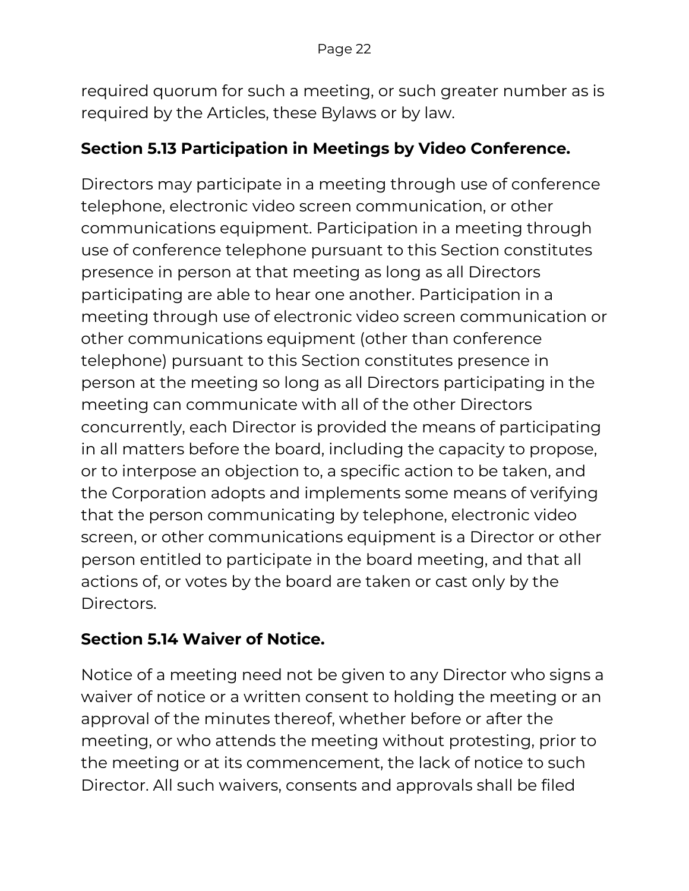required quorum for such a meeting, or such greater number as is required by the Articles, these Bylaws or by law.

### Section 5.13 Participation in Meetings by Video Conference.

Directors may participate in a meeting through use of conference telephone, electronic video screen communication, or other communications equipment. Participation in a meeting through use of conference telephone pursuant to this Section constitutes presence in person at that meeting as long as all Directors participating are able to hear one another. Participation in a meeting through use of electronic video screen communication or other communications equipment (other than conference telephone) pursuant to this Section constitutes presence in person at the meeting so long as all Directors participating in the meeting can communicate with all of the other Directors concurrently, each Director is provided the means of participating in all matters before the board, including the capacity to propose, or to interpose an objection to, a specific action to be taken, and the Corporation adopts and implements some means of verifying that the person communicating by telephone, electronic video screen, or other communications equipment is a Director or other person entitled to participate in the board meeting, and that all actions of, or votes by the board are taken or cast only by the Directors.

### Section 5.14 Waiver of Notice.

Notice of a meeting need not be given to any Director who signs a waiver of notice or a written consent to holding the meeting or an approval of the minutes thereof, whether before or after the meeting, or who attends the meeting without protesting, prior to the meeting or at its commencement, the lack of notice to such Director. All such waivers, consents and approvals shall be filed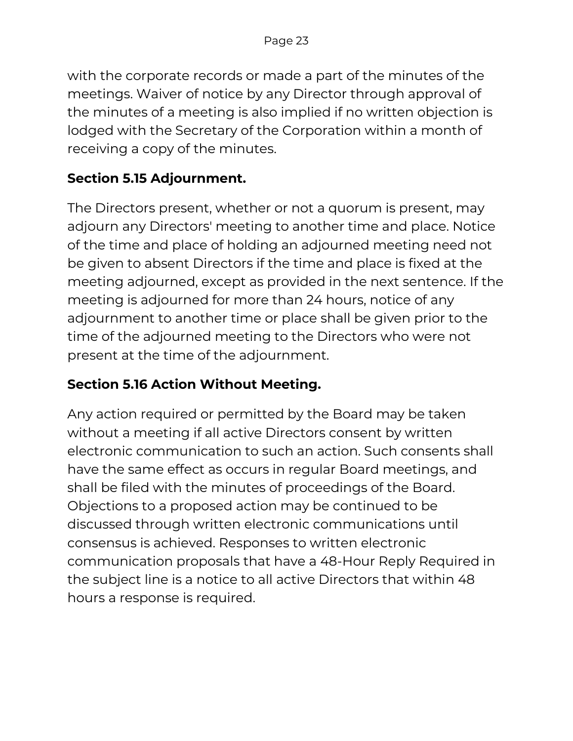with the corporate records or made a part of the minutes of the meetings. Waiver of notice by any Director through approval of the minutes of a meeting is also implied if no written objection is lodged with the Secretary of the Corporation within a month of receiving a copy of the minutes.

### Section 5.15 Adjournment.

The Directors present, whether or not a quorum is present, may adjourn any Directors' meeting to another time and place. Notice of the time and place of holding an adjourned meeting need not be given to absent Directors if the time and place is fixed at the meeting adjourned, except as provided in the next sentence. If the meeting is adjourned for more than 24 hours, notice of any adjournment to another time or place shall be given prior to the time of the adjourned meeting to the Directors who were not present at the time of the adjournment.

### Section 5.16 Action Without Meeting.

Any action required or permitted by the Board may be taken without a meeting if all active Directors consent by written electronic communication to such an action. Such consents shall have the same effect as occurs in regular Board meetings, and shall be filed with the minutes of proceedings of the Board. Objections to a proposed action may be continued to be discussed through written electronic communications until consensus is achieved. Responses to written electronic communication proposals that have a 48-Hour Reply Required in the subject line is a notice to all active Directors that within 48 hours a response is required.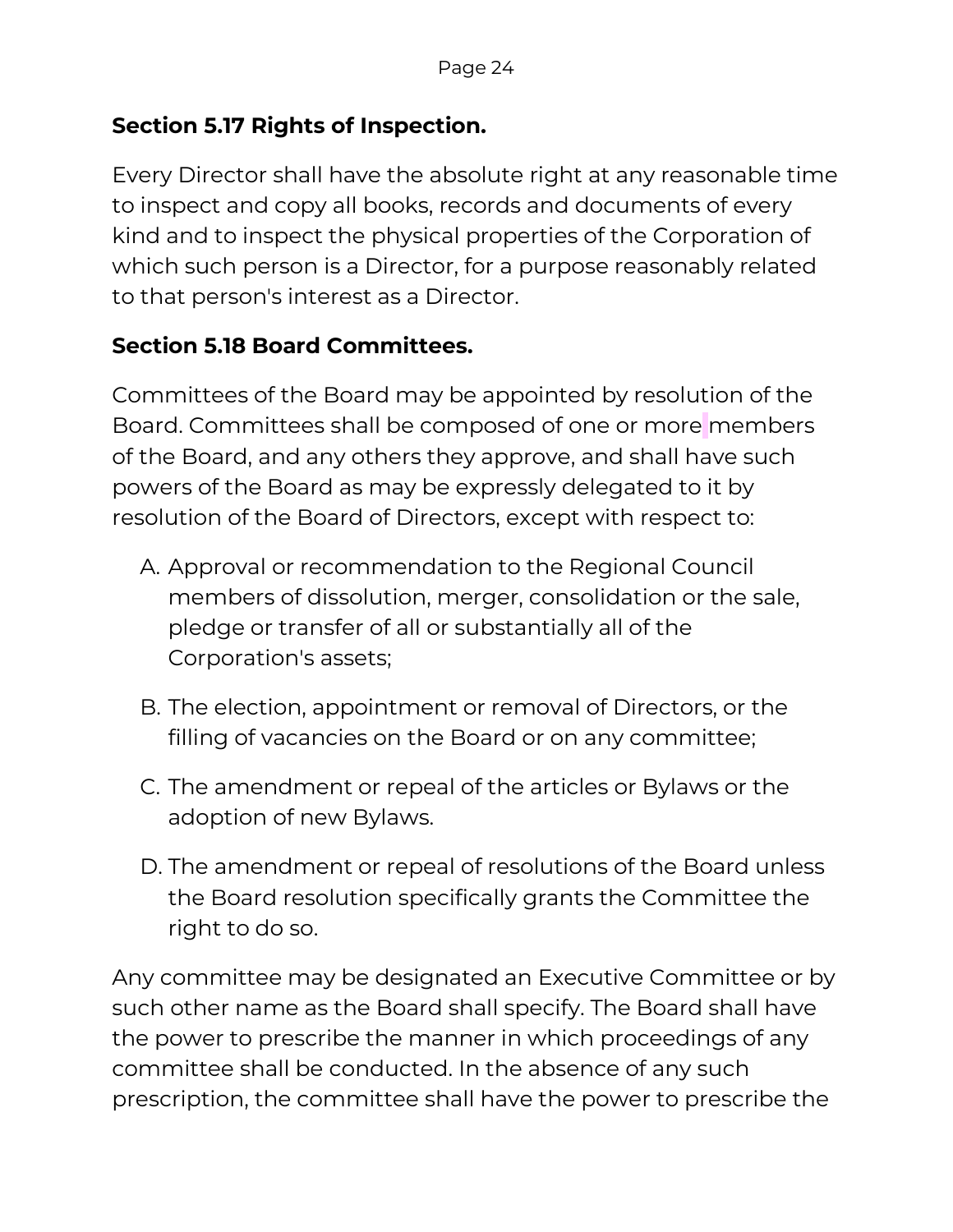**Section 5.17 Rights of Inspection.**

Every Director shall have the absolute right at any reasonable time to inspect and copy all books, records and documents of every kind and to inspect the physical properties of the Corporation of which such person is a Director, for a purpose reasonably related to that person's interest as a Director.

**Section 5.18 Board Committees.**

Committees of the Board may be appointed by resolution of the Board. Committees shall be composed of one or more members of the Board, and any others they approve, and shall have such powers of the Board as may be expressly delegated to it by resolution of the Board of Directors, except with respect to:

A. Approval or recommendation to the Regional Council members of dissolution, merger, consolidation or the sale, pledge or transfer of all or substantially all of the Corporation's assets;

B. The election, appointment or removal of Directors, or the filling of vacancies on the Board or on any committee;

C. The amendment or repeal of the articles or Bylaws or the adoption of new Bylaws.

D. The amendment or repeal of resolutions of the Board unless the Board resolution specifically grants the Committee the right to do so.

Any committee may be designated an Executive Committee or by such other name as the Board shall specify. The Board shall have the power to prescribe the manner in which proceedings of any committee shall be conducted. In the absence of any such prescription, the committee shall have the power to prescribe the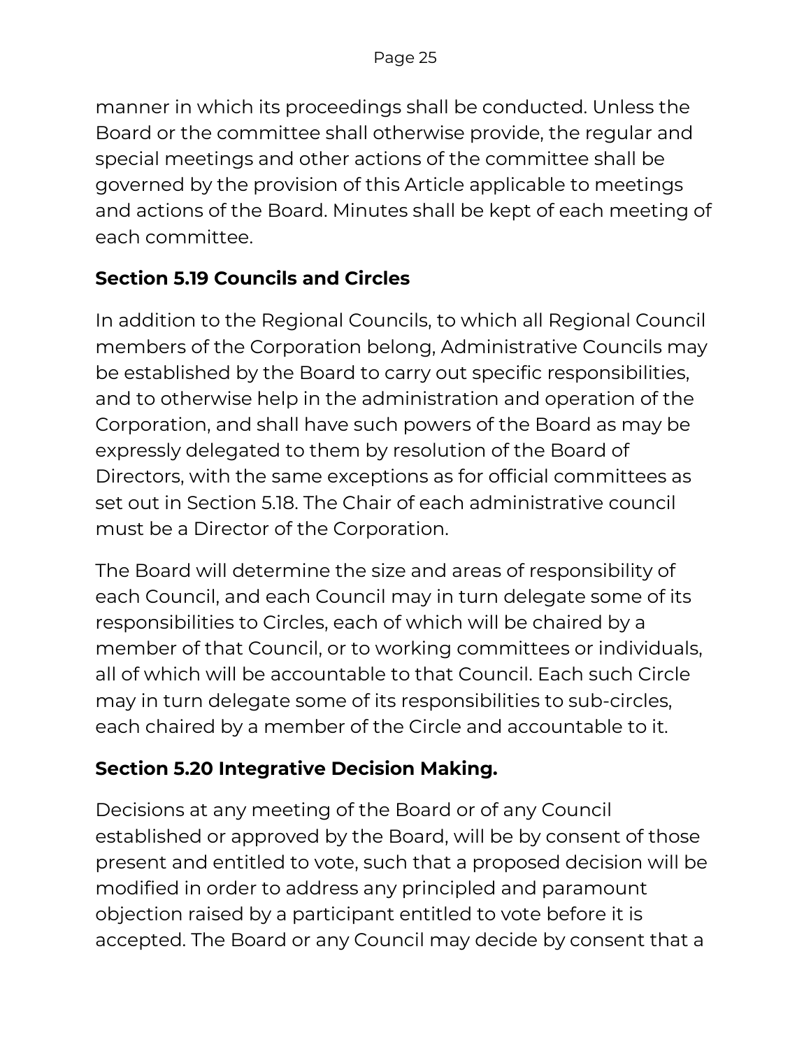manner in which its proceedings shall be conducted. Unless the Board or the committee shall otherwise provide, the regular and special meetings and other actions of the committee shall be governed by the provision of this Article applicable to meetings and actions of the Board. Minutes shall be kept of each meeting of each committee.

### Section 5.19 Councils and Circles

In addition to the Regional Councils, to which all Regional Council members of the Corporation belong, Administrative Councils may be established by the Board to carry out specific responsibilities, and to otherwise help in the administration and operation of the Corporation, and shall have such powers of the Board as may be expressly delegated to them by resolution of the Board of Directors, with the same exceptions as for official committees as set out in Section 5.18. The Chair of each administrative council must be a Director of the Corporation.

The Board will determine the size and areas of responsibility of each Council, and each Council may in turn delegate some of its responsibilities to Circles, each of which will be chaired by a member of that Council, or to working committees or individuals, all of which will be accountable to that Council. Each such Circle may in turn delegate some of its responsibilities to sub-circles, each chaired by a member of the Circle and accountable to it.

### Section 5.20 Integrative Decision Making.

Decisions at any meeting of the Board or of any Council established or approved by the Board, will be by consent of those present and entitled to vote, such that a proposed decision will be modified in order to address any principled and paramount objection raised by a participant entitled to vote before it is accepted. The Board or any Council may decide by consent that a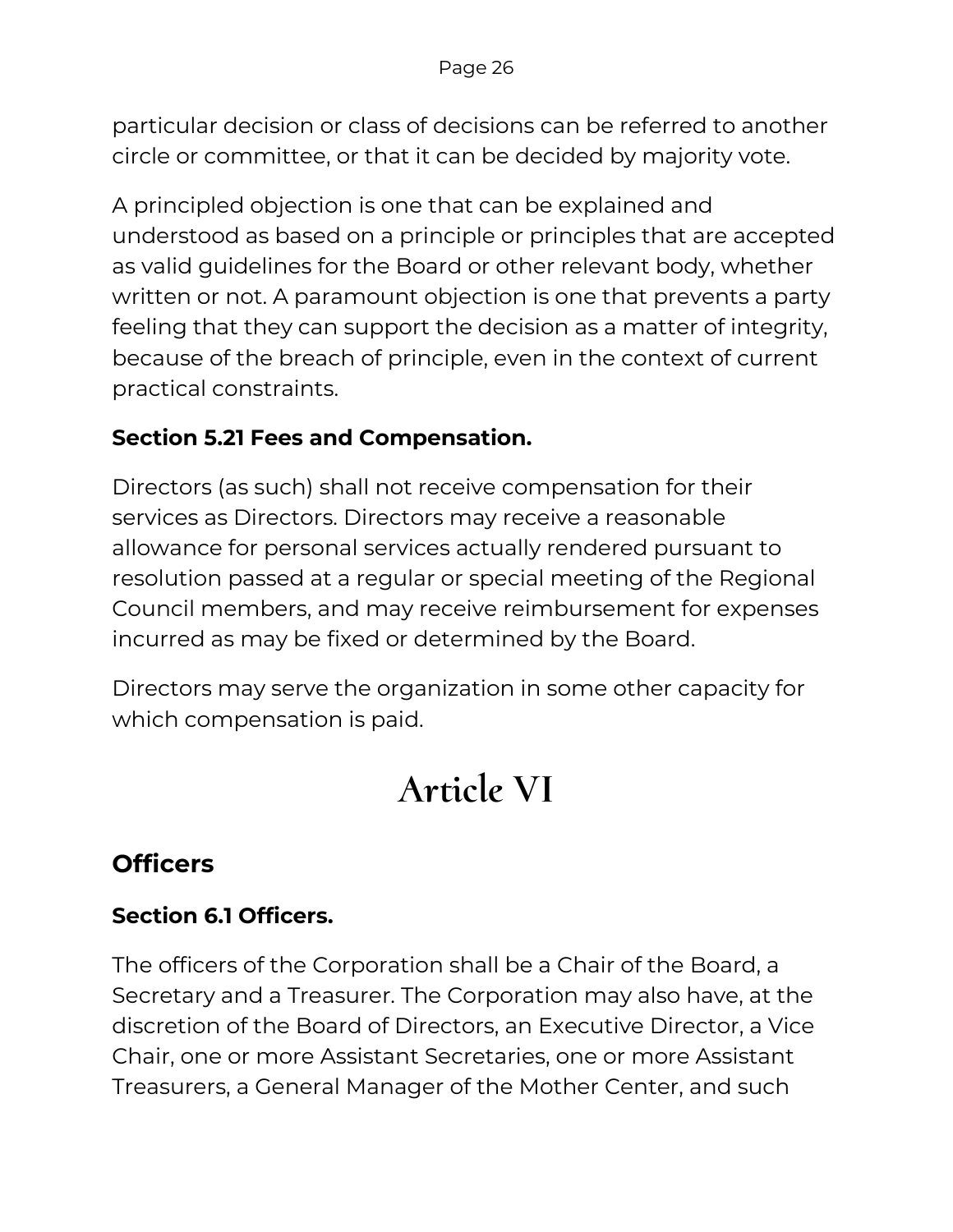particular decision or class of decisions can be referred to another circle or committee, or that it can be decided by majority vote.

A principled objection is one that can be explained and understood as based on a principle or principles that are accepted as valid guidelines for the Board or other relevant body, whether written or not. A paramount objection is one that prevents a party feeling that they can support the decision as a matter of integrity, because of the breach of principle, even in the context of current practical constraints.

### Section 5.21 Fees and Compensation.

Directors (as such) shall not receive compensation for their services as Directors. Directors may receive a reasonable allowance for personal services actually rendered pursuant to resolution passed at a regular or special meeting of the Regional Council members, and may receive reimbursement for expenses incurred as may be fixed or determined by the Board.

Directors may serve the organization in some other capacity for which compensation is paid.

# Article VI

## Officers

### Section 6.1 Officers.

The officers of the Corporation shall be a Chair of the Board, a Secretary and a Treasurer. The Corporation may also have, at the discretion of the Board of Directors, an Executive Director, a Vice Chair, one or more Assistant Secretaries, one or more Assistant Treasurers, a General Manager of the Mother Center, and such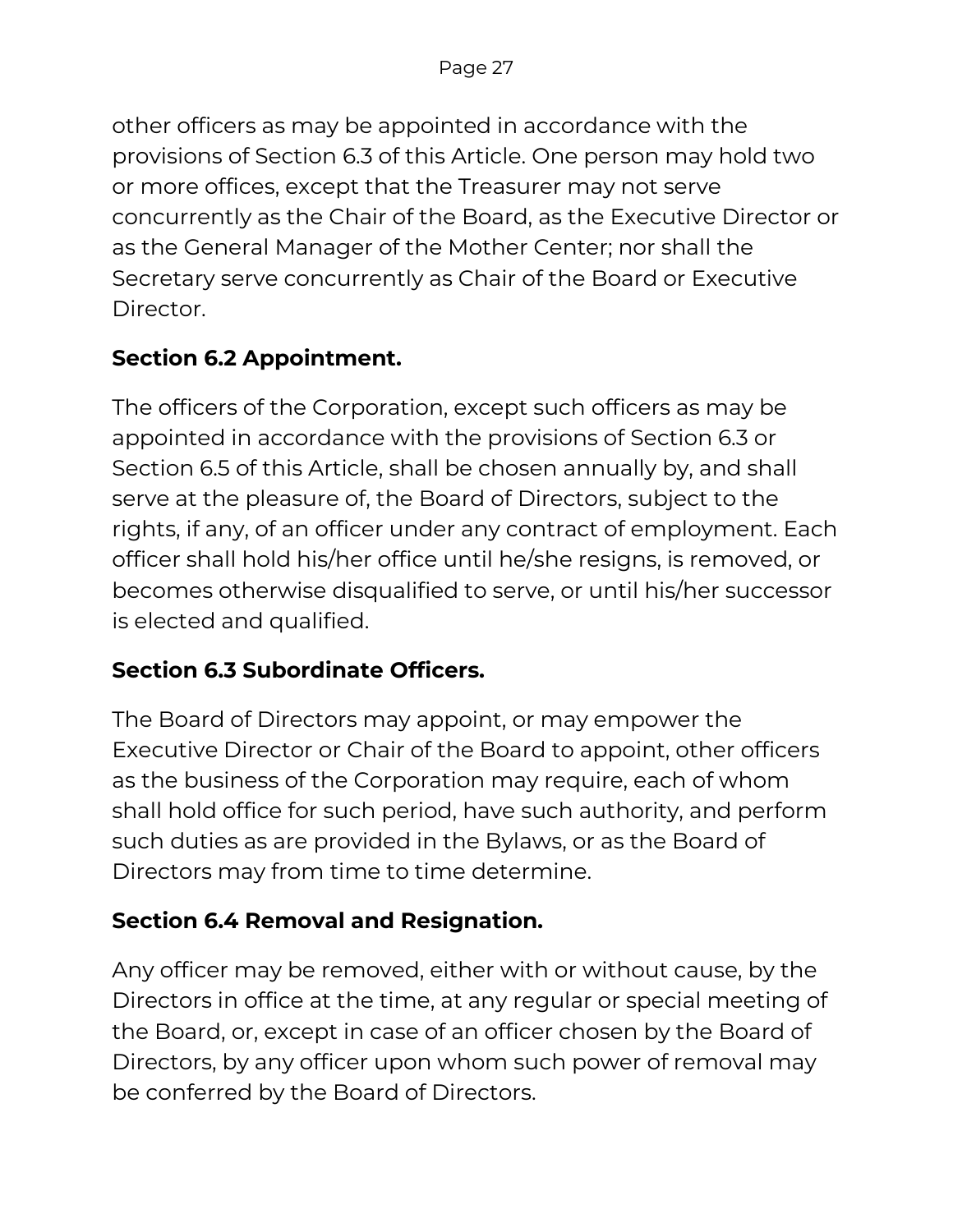other officers as may be appointed in accordance with the provisions of Section 6.3 of this Article. One person may hold two or more offices, except that the Treasurer may not serve concurrently as the Chair of the Board, as the Executive Director or as the General Manager of the Mother Center; nor shall the Secretary serve concurrently as Chair of the Board or Executive Director.

### Section 6.2 Appointment.

The officers of the Corporation, except such officers as may be appointed in accordance with the provisions of Section 6.3 or Section 6.5 of this Article, shall be chosen annually by, and shall serve at the pleasure of, the Board of Directors, subject to the rights, if any, of an officer under any contract of employment. Each officer shall hold his/her office until he/she resigns, is removed, or becomes otherwise disqualified to serve, or until his/her successor is elected and qualified.

### Section 6.3 Subordinate Officers.

The Board of Directors may appoint, or may empower the Executive Director or Chair of the Board to appoint, other officers as the business of the Corporation may require, each of whom shall hold office for such period, have such authority, and perform such duties as are provided in the Bylaws, or as the Board of Directors may from time to time determine.

### Section 6.4 Removal and Resignation.

Any officer may be removed, either with or without cause, by the Directors in office at the time, at any regular or special meeting of the Board, or, except in case of an officer chosen by the Board of Directors, by any officer upon whom such power of removal may be conferred by the Board of Directors.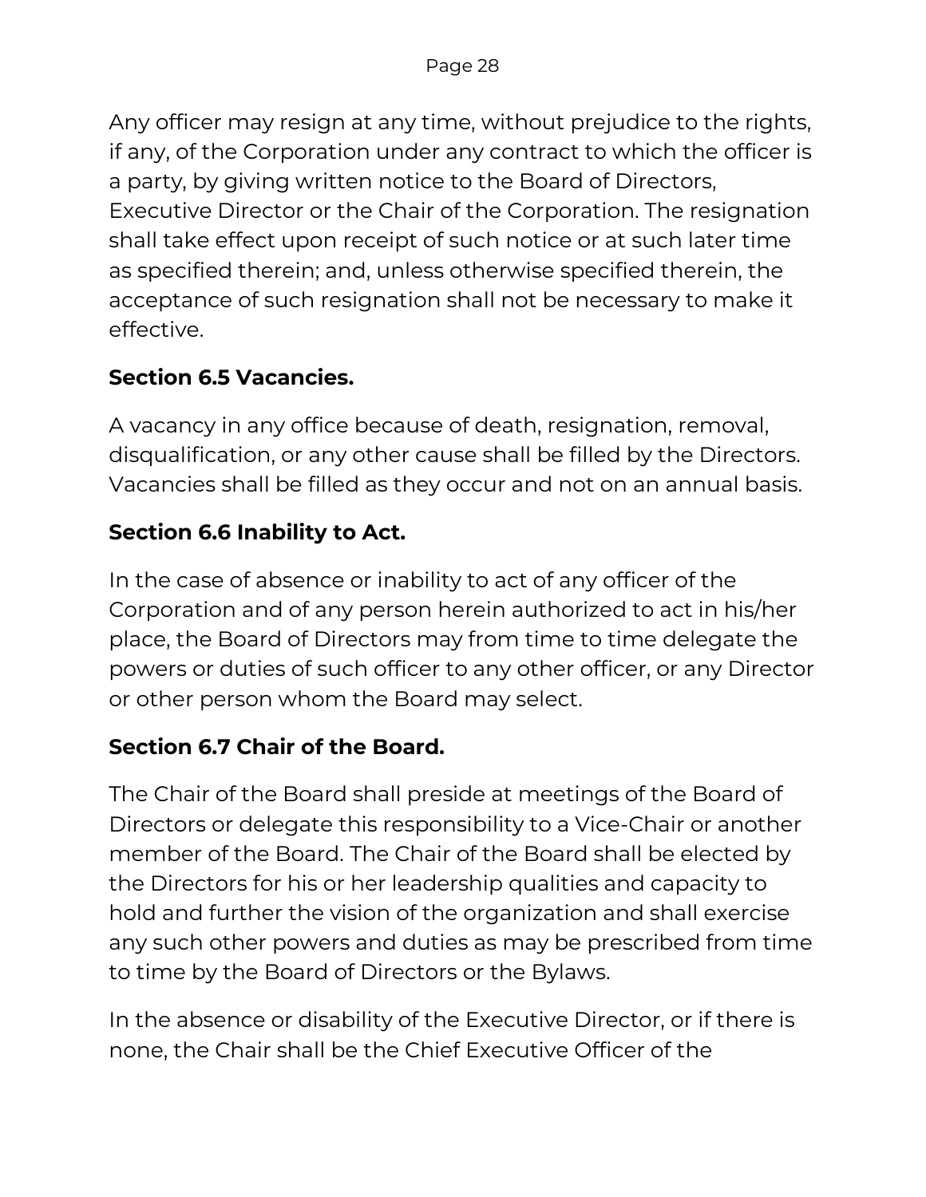Any officer may resign at any time, without prejudice to the rights, if any, of the Corporation under any contract to which the officer is a party, by giving written notice to the Board of Directors, Executive Director or the Chair of the Corporation. The resignation shall take effect upon receipt of such notice or at such later time as specified therein; and, unless otherwise specified therein, the acceptance of such resignation shall not be necessary to make it effective.

### Section 6.5 Vacancies.

A vacancy in any office because of death, resignation, removal, disqualification, or any other cause shall be filled by the Directors. Vacancies shall be filled as they occur and not on an annual basis.

### Section 6.6 Inability to Act.

In the case of absence or inability to act of any officer of the Corporation and of any person herein authorized to act in his/her place, the Board of Directors may from time to time delegate the powers or duties of such officer to any other officer, or any Director or other person whom the Board may select.

### Section 6.7 Chair of the Board.

The Chair of the Board shall preside at meetings of the Board of Directors or delegate this responsibility to a Vice-Chair or another member of the Board. The Chair of the Board shall be elected by the Directors for his or her leadership qualities and capacity to hold and further the vision of the organization and shall exercise any such other powers and duties as may be prescribed from time to time by the Board of Directors or the Bylaws.

In the absence or disability of the Executive Director, or if there is none, the Chair shall be the Chief Executive Officer of the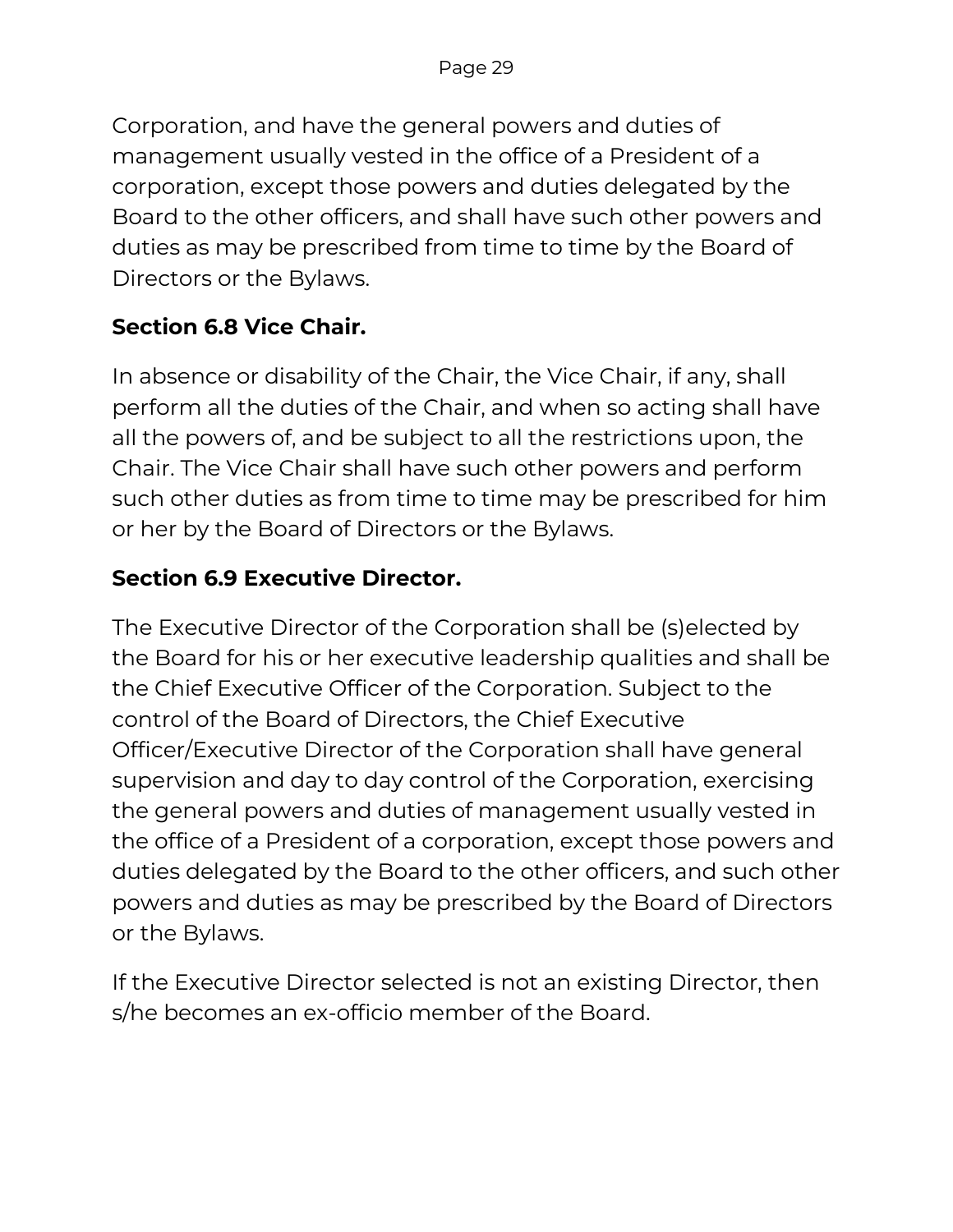Corporation, and have the general powers and duties of management usually vested in the office of a President of a corporation, except those powers and duties delegated by the Board to the other officers, and shall have such other powers and duties as may be prescribed from time to time by the Board of Directors or the Bylaws.

### Section 6.8 Vice Chair.

In absence or disability of the Chair, the Vice Chair, if any, shall perform all the duties of the Chair, and when so acting shall have all the powers of, and be subject to all the restrictions upon, the Chair. The Vice Chair shall have such other powers and perform such other duties as from time to time may be prescribed for him or her by the Board of Directors or the Bylaws.

### Section 6.9 Executive Director.

The Executive Director of the Corporation shall be (s)elected by the Board for his or her executive leadership qualities and shall be the Chief Executive Officer of the Corporation. Subject to the control of the Board of Directors, the Chief Executive Officer/Executive Director of the Corporation shall have general supervision and day to day control of the Corporation, exercising the general powers and duties of management usually vested in the office of a President of a corporation, except those powers and duties delegated by the Board to the other officers, and such other powers and duties as may be prescribed by the Board of Directors or the Bylaws.

If the Executive Director selected is not an existing Director, then s/he becomes an ex-officio member of the Board.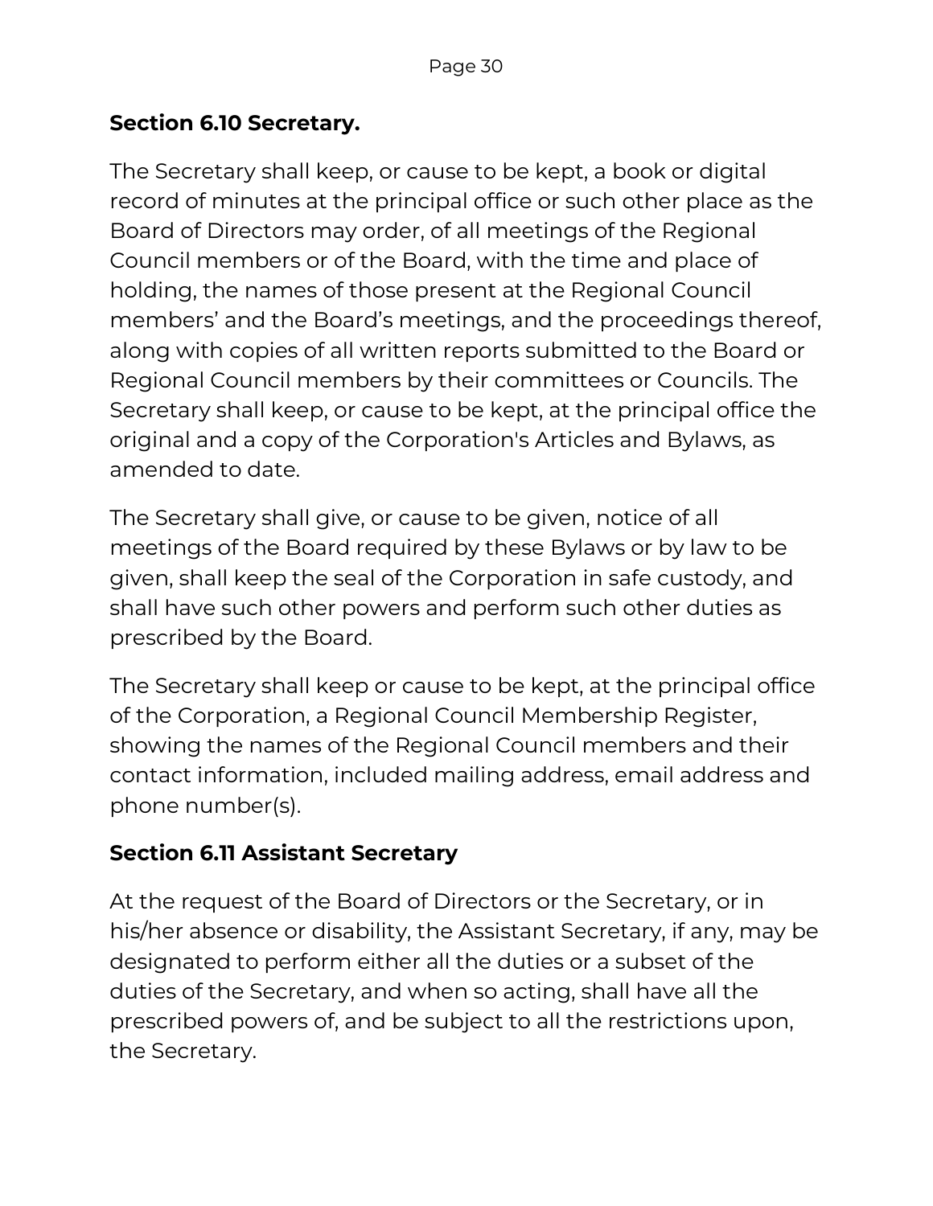**Section 6.10 Secretary.**

The Secretary shall keep, or cause to be kept, a book or digital record of minutes at the principal office or such other place as the Board of Directors may order, of all meetings of the Regional Council members or of the Board, with the time and place of holding, the names of those present at the Regional Council members' and the Board's meetings, and the proceedings thereof, along with copies of all written reports submitted to the Board or Regional Council members by their committees or Councils. The Secretary shall keep, or cause to be kept, at the principal office the original and a copy of the Corporation's Articles and Bylaws, as amended to date.

The Secretary shall give, or cause to be given, notice of all meetings of the Board required by these Bylaws or by law to be given, shall keep the seal of the Corporation in safe custody, and shall have such other powers and perform such other duties as prescribed by the Board.

The Secretary shall keep or cause to be kept, at the principal office of the Corporation, a Regional Council Membership Register, showing the names of the Regional Council members and their contact information, included mailing address, email address and phone number(s).

**Section 6.11 Assistant Secretary**

At the request of the Board of Directors or the Secretary, or in his/her absence or disability, the Assistant Secretary, if any, may be designated to perform either all the duties or a subset of the duties of the Secretary, and when so acting, shall have all the prescribed powers of, and be subject to all the restrictions upon, the Secretary.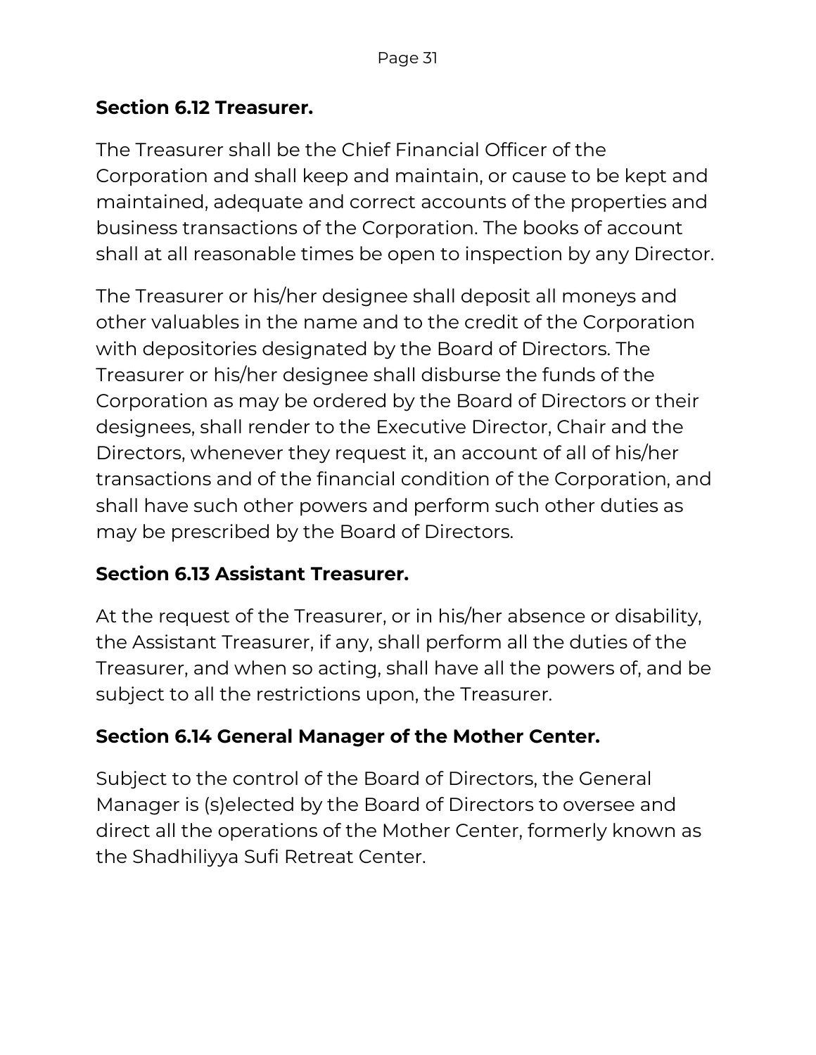### Section 6.12 Treasurer.

The Treasurer shall be the Chief Financial Officer of the Corporation and shall keep and maintain, or cause to be kept and maintained, adequate and correct accounts of the properties and business transactions of the Corporation. The books of account shall at all reasonable times be open to inspection by any Director.

The Treasurer or his/her designee shall deposit all moneys and other valuables in the name and to the credit of the Corporation with depositories designated by the Board of Directors. The Treasurer or his/her designee shall disburse the funds of the Corporation as may be ordered by the Board of Directors or their designees, shall render to the Executive Director, Chair and the Directors, whenever they request it, an account of all of his/her transactions and of the financial condition of the Corporation, and shall have such other powers and perform such other duties as may be prescribed by the Board of Directors.

### Section 6.13 Assistant Treasurer.

At the request of the Treasurer, or in his/her absence or disability, the Assistant Treasurer, if any, shall perform all the duties of the Treasurer, and when so acting, shall have all the powers of, and be subject to all the restrictions upon, the Treasurer.

### Section 6.14 General Manager of the Mother Center.

Subject to the control of the Board of Directors, the General Manager is (s)elected by the Board of Directors to oversee and direct all the operations of the Mother Center, formerly known as the Shadhiliyya Sufi Retreat Center.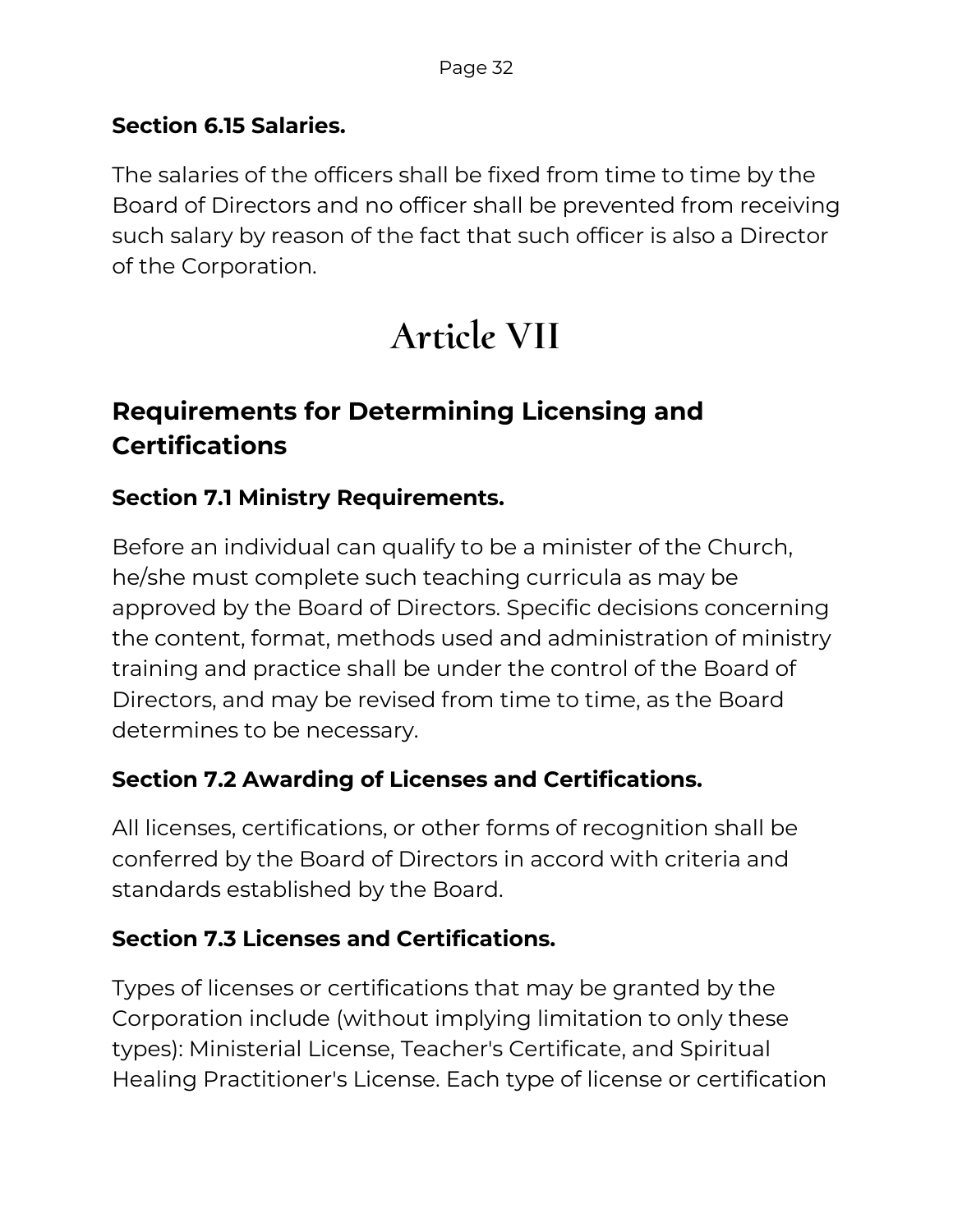### Section 6.15 Salaries.

The salaries of the officers shall be fixed from time to time by the Board of Directors and no officer shall be prevented from receiving such salary by reason of the fact that such officer is also a Director of the Corporation.

# Article VII

## Requirements for Determining Licensing and Certifications

### Section 7.1 Ministry Requirements.

Before an individual can qualify to be a minister of the Church, he/she must complete such teaching curricula as may be approved by the Board of Directors. Specific decisions concerning the content, format, methods used and administration of ministry training and practice shall be under the control of the Board of Directors, and may be revised from time to time, as the Board determines to be necessary.

### Section 7.2 Awarding of Licenses and Certifications.

All licenses, certifications, or other forms of recognition shall be conferred by the Board of Directors in accord with criteria and standards established by the Board.

### Section 7.3 Licenses and Certifications.

Types of licenses or certifications that may be granted by the Corporation include (without implying limitation to only these types): Ministerial License, Teacher's Certificate, and Spiritual Healing Practitioner's License. Each type of license or certification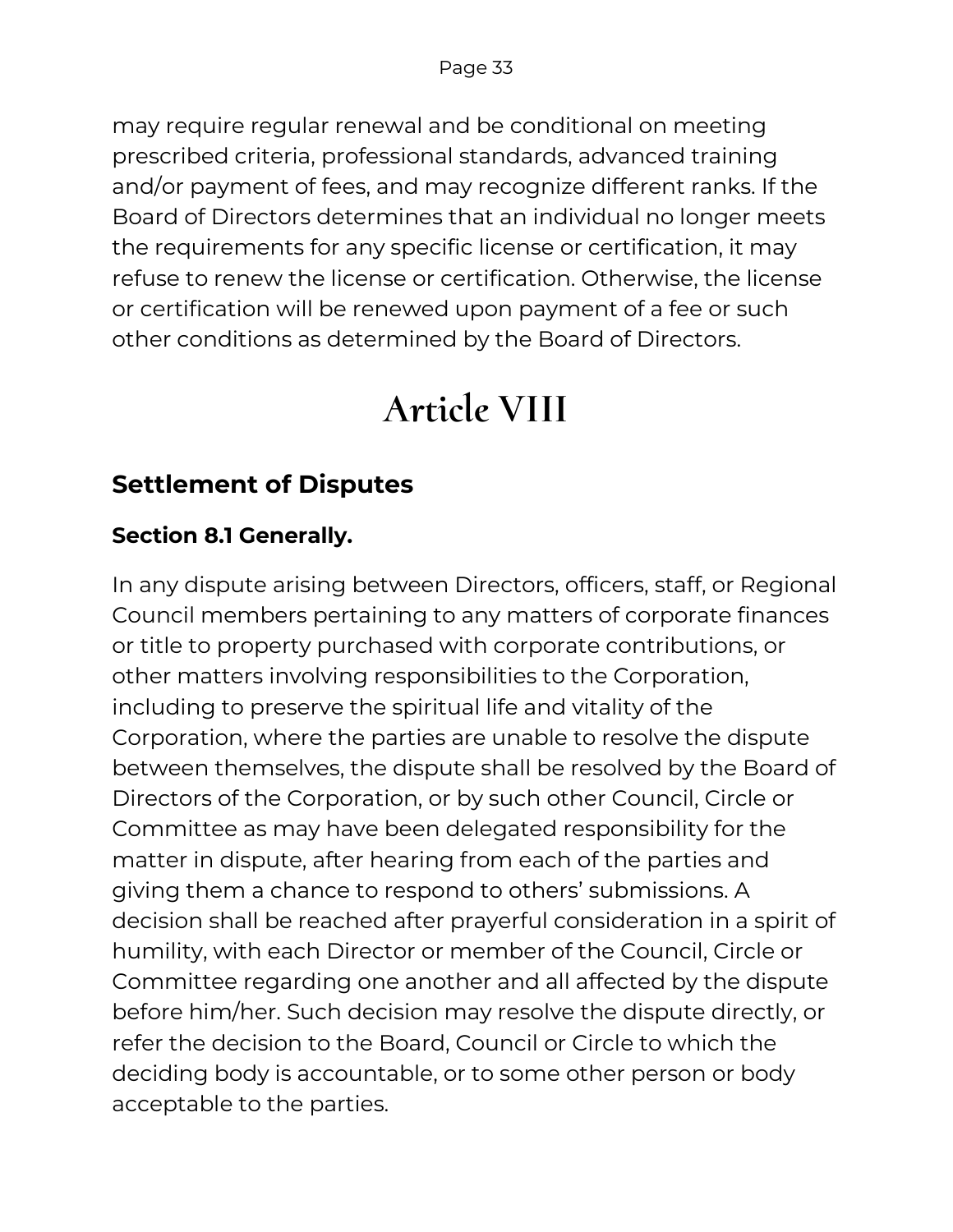may require regular renewal and be conditional on meeting prescribed criteria, professional standards, advanced training and/or payment of fees, and may recognize different ranks. If the Board of Directors determines that an individual no longer meets the requirements for any specific license or certification, it may refuse to renew the license or certification. Otherwise, the license or certification will be renewed upon payment of a fee or such other conditions as determined by the Board of Directors.

# Article VIII

## Settlement of Disputes

### Section 8.1 Generally.

In any dispute arising between Directors, officers, staff, or Regional Council members pertaining to any matters of corporate finances or title to property purchased with corporate contributions, or other matters involving responsibilities to the Corporation, including to preserve the spiritual life and vitality of the Corporation, where the parties are unable to resolve the dispute between themselves, the dispute shall be resolved by the Board of Directors of the Corporation, or by such other Council, Circle or Committee as may have been delegated responsibility for the matter in dispute, after hearing from each of the parties and giving them a chance to respond to others' submissions. A decision shall be reached after prayerful consideration in a spirit of humility, with each Director or member of the Council, Circle or Committee regarding one another and all affected by the dispute before him/her. Such decision may resolve the dispute directly, or refer the decision to the Board, Council or Circle to which the deciding body is accountable, or to some other person or body acceptable to the parties.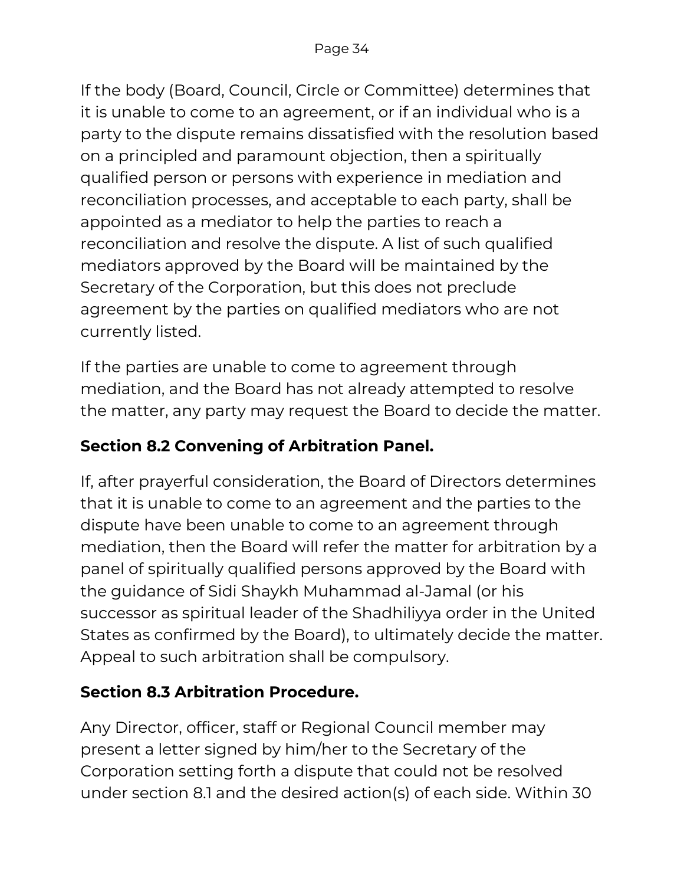If the body (Board, Council, Circle or Committee) determines that it is unable to come to an agreement, or if an individual who is a party to the dispute remains dissatisfied with the resolution based on a principled and paramount objection, then a spiritually qualified person or persons with experience in mediation and reconciliation processes, and acceptable to each party, shall be appointed as a mediator to help the parties to reach a reconciliation and resolve the dispute. A list of such qualified mediators approved by the Board will be maintained by the Secretary of the Corporation, but this does not preclude agreement by the parties on qualified mediators who are not currently listed.

If the parties are unable to come to agreement through mediation, and the Board has not already attempted to resolve the matter, any party may request the Board to decide the matter.

### Section 8.2 Convening of Arbitration Panel.

If, after prayerful consideration, the Board of Directors determines that it is unable to come to an agreement and the parties to the dispute have been unable to come to an agreement through mediation, then the Board will refer the matter for arbitration by a panel of spiritually qualified persons approved by the Board with the guidance of Sidi Shaykh Muhammad al-Jamal (or his successor as spiritual leader of the Shadhiliyya order in the United States as confirmed by the Board), to ultimately decide the matter. Appeal to such arbitration shall be compulsory.

### Section 8.3 Arbitration Procedure.

Any Director, officer, staff or Regional Council member may present a letter signed by him/her to the Secretary of the Corporation setting forth a dispute that could not be resolved under section 8.1 and the desired action(s) of each side. Within 30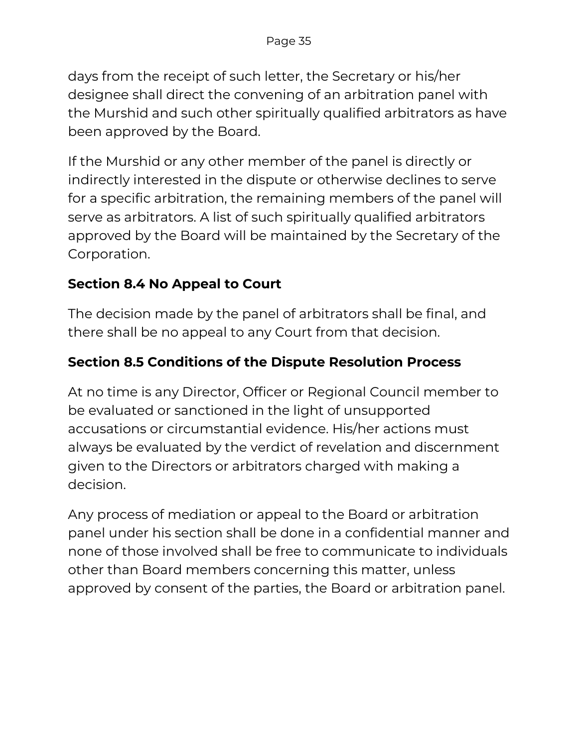days from the receipt of such letter, the Secretary or his/her designee shall direct the convening of an arbitration panel with the Murshid and such other spiritually qualified arbitrators as have been approved by the Board.

If the Murshid or any other member of the panel is directly or indirectly interested in the dispute or otherwise declines to serve for a specific arbitration, the remaining members of the panel will serve as arbitrators. A list of such spiritually qualified arbitrators approved by the Board will be maintained by the Secretary of the Corporation.

### Section 8.4 No Appeal to Court

The decision made by the panel of arbitrators shall be final, and there shall be no appeal to any Court from that decision.

### Section 8.5 Conditions of the Dispute Resolution Process

At no time is any Director, Officer or Regional Council member to be evaluated or sanctioned in the light of unsupported accusations or circumstantial evidence. His/her actions must always be evaluated by the verdict of revelation and discernment given to the Directors or arbitrators charged with making a decision.

Any process of mediation or appeal to the Board or arbitration panel under his section shall be done in a confidential manner and none of those involved shall be free to communicate to individuals other than Board members concerning this matter, unless approved by consent of the parties, the Board or arbitration panel.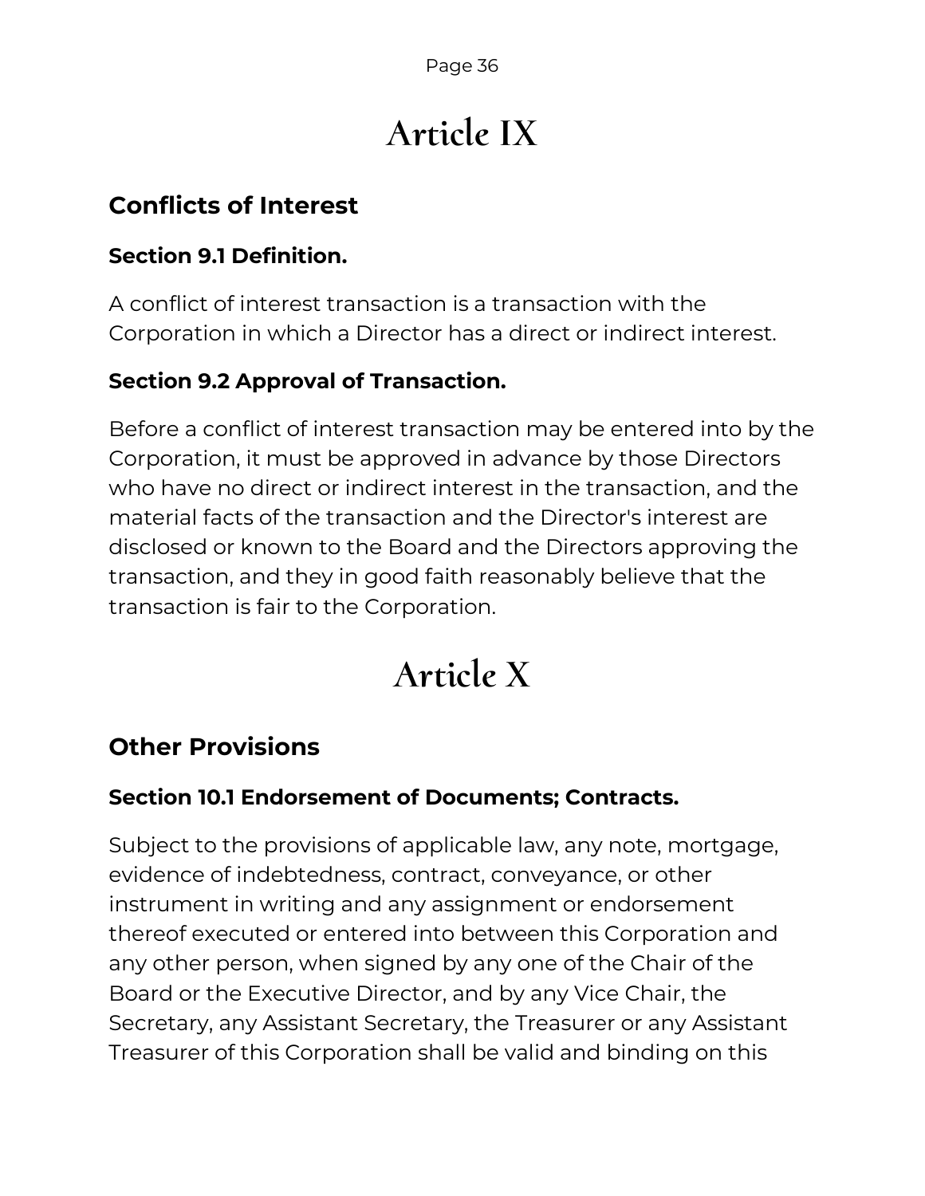# Article IX

## Conflicts of Interest

### Section 9.1 Definition.

A conflict of interest transaction is a transaction with the Corporation in which a Director has a direct or indirect interest.

### Section 9.2 Approval of Transaction.

Before a conflict of interest transaction may be entered into by the Corporation, it must be approved in advance by those Directors who have no direct or indirect interest in the transaction, and the material facts of the transaction and the Director's interest are disclosed or known to the Board and the Directors approving the transaction, and they in good faith reasonably believe that the transaction is fair to the Corporation.

# Article X

## Other Provisions

### Section 10.1 Endorsement of Documents; Contracts.

Subject to the provisions of applicable law, any note, mortgage, evidence of indebtedness, contract, conveyance, or other instrument in writing and any assignment or endorsement thereof executed or entered into between this Corporation and any other person, when signed by any one of the Chair of the Board or the Executive Director, and by any Vice Chair, the Secretary, any Assistant Secretary, the Treasurer or any Assistant Treasurer of this Corporation shall be valid and binding on this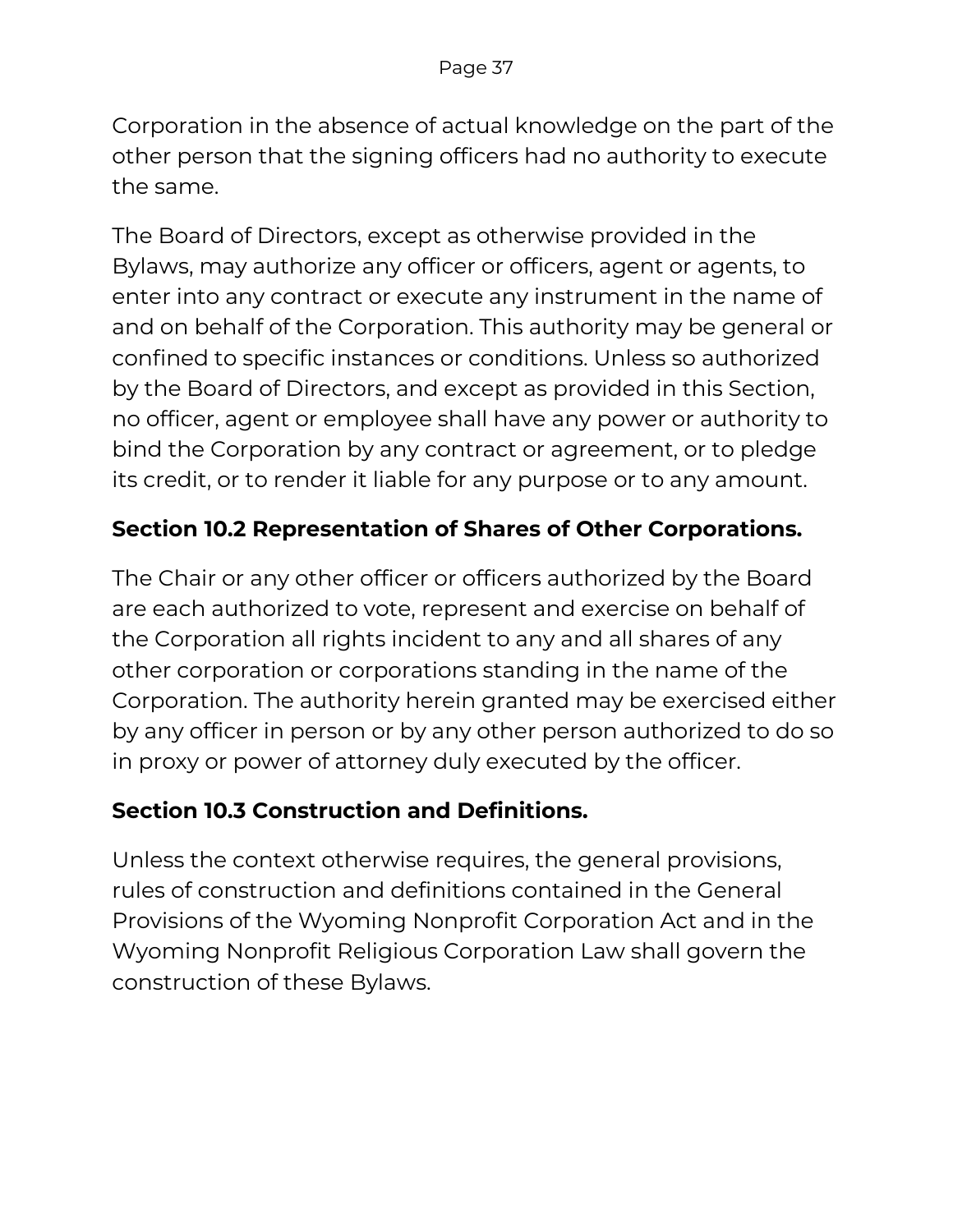Corporation in the absence of actual knowledge on the part of the other person that the signing officers had no authority to execute the same.

The Board of Directors, except as otherwise provided in the Bylaws, may authorize any officer or officers, agent or agents, to enter into any contract or execute any instrument in the name of and on behalf of the Corporation. This authority may be general or confined to specific instances or conditions. Unless so authorized by the Board of Directors, and except as provided in this Section, no officer, agent or employee shall have any power or authority to bind the Corporation by any contract or agreement, or to pledge its credit, or to render it liable for any purpose or to any amount.

**Section 10.2 Representation of Shares of Other Corporations.**

The Chair or any other officer or officers authorized by the Board are each authorized to vote, represent and exercise on behalf of the Corporation all rights incident to any and all shares of any other corporation or corporations standing in the name of the Corporation. The authority herein granted may be exercised either by any officer in person or by any other person authorized to do so in proxy or power of attorney duly executed by the officer.

**Section 10.3 Construction and Definitions.**

Unless the context otherwise requires, the general provisions, rules of construction and definitions contained in the General Provisions of the Wyoming Nonprofit Corporation Act and in the Wyoming Nonprofit Religious Corporation Law shall govern the construction of these Bylaws.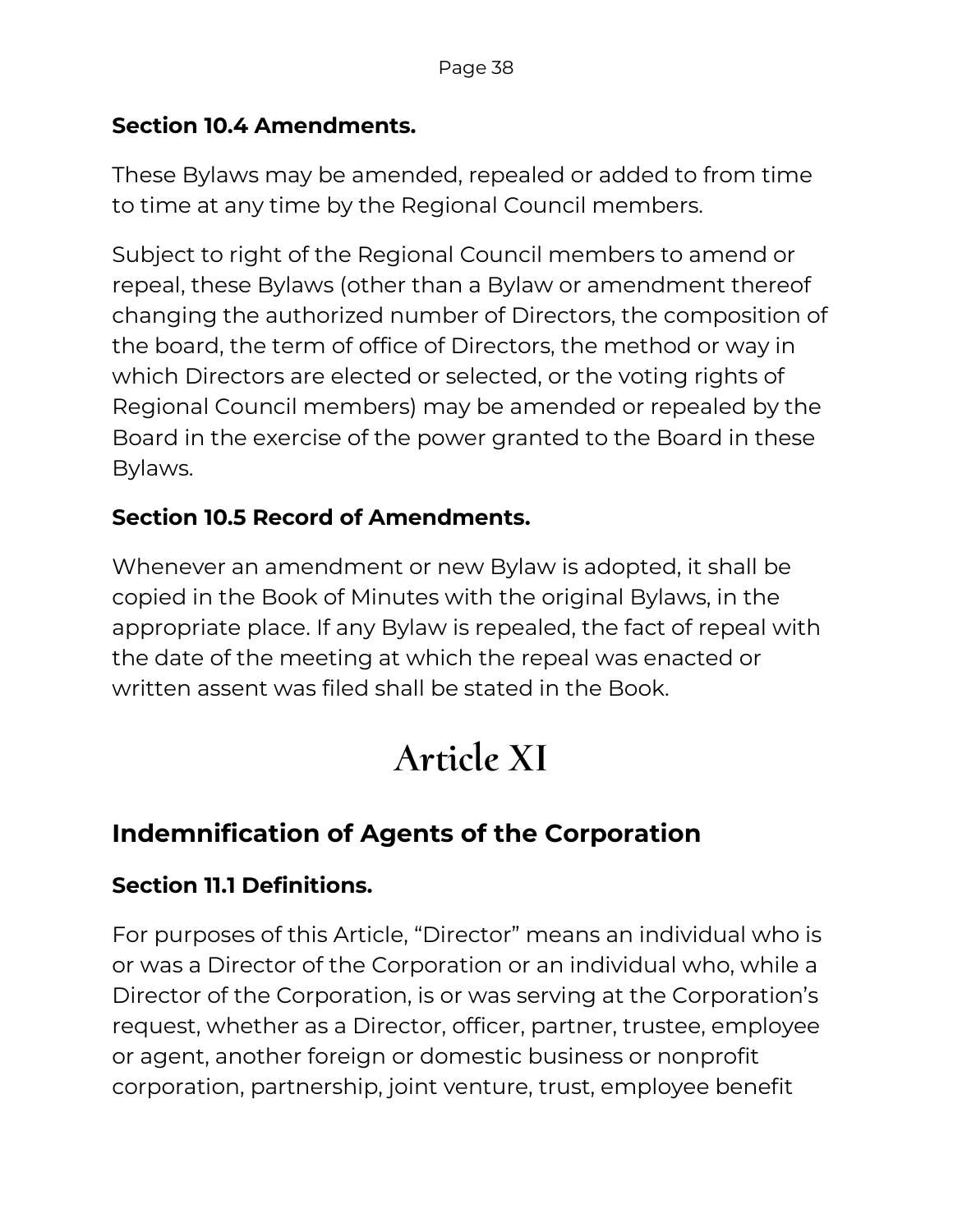**Section 10.4 Amendments.**

These Bylaws may be amended, repealed or added to from time to time at any time by the Regional Council members.

Subject to right of the Regional Council members to amend or repeal, these Bylaws (other than a Bylaw or amendment thereof changing the authorized number of Directors, the composition of the board, the term of office of Directors, the method or way in which Directors are elected or selected, or the voting rights of Regional Council members) may be amended or repealed by the Board in the exercise of the power granted to the Board in these Bylaws.

**Section 10.5 Record of Amendments.**

Whenever an amendment or new Bylaw is adopted, it shall be copied in the Book of Minutes with the original Bylaws, in the appropriate place. If any Bylaw is repealed, the fact of repeal with the date of the meeting at which the repeal was enacted or written assent was filed shall be stated in the Book.

# Article XI

## Indemnification of Agents of the Corporation

**Section 11.1 Definitions.**

For purposes of this Article, “Director” means an individual who is or was a Director of the Corporation or an individual who, while a Director of the Corporation, is or was serving at the Corporation’s request, whether as a Director, officer, partner, trustee, employee or agent, another foreign or domestic business or nonprofit corporation, partnership, joint venture, trust, employee benefit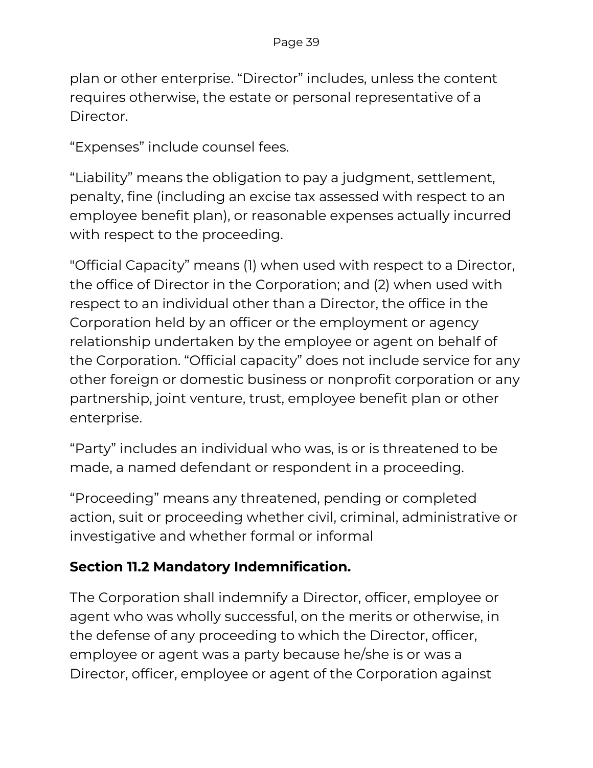plan or other enterprise. “Director” includes, unless the content requires otherwise, the estate or personal representative of a Director.

“Expenses” include counsel fees.

“Liability” means the obligation to pay a judgment, settlement, penalty, fine (including an excise tax assessed with respect to an employee benefit plan), or reasonable expenses actually incurred with respect to the proceeding.

"Official Capacity” means (1) when used with respect to a Director, the office of Director in the Corporation; and (2) when used with respect to an individual other than a Director, the office in the Corporation held by an officer or the employment or agency relationship undertaken by the employee or agent on behalf of the Corporation. “Official capacity” does not include service for any other foreign or domestic business or nonprofit corporation or any partnership, joint venture, trust, employee benefit plan or other enterprise.

“Party” includes an individual who was, is or is threatened to be made, a named defendant or respondent in a proceeding.

“Proceeding” means any threatened, pending or completed action, suit or proceeding whether civil, criminal, administrative or investigative and whether formal or informal

### Section 11.2 Mandatory Indemnification.

The Corporation shall indemnify a Director, officer, employee or agent who was wholly successful, on the merits or otherwise, in the defense of any proceeding to which the Director, officer, employee or agent was a party because he/she is or was a Director, officer, employee or agent of the Corporation against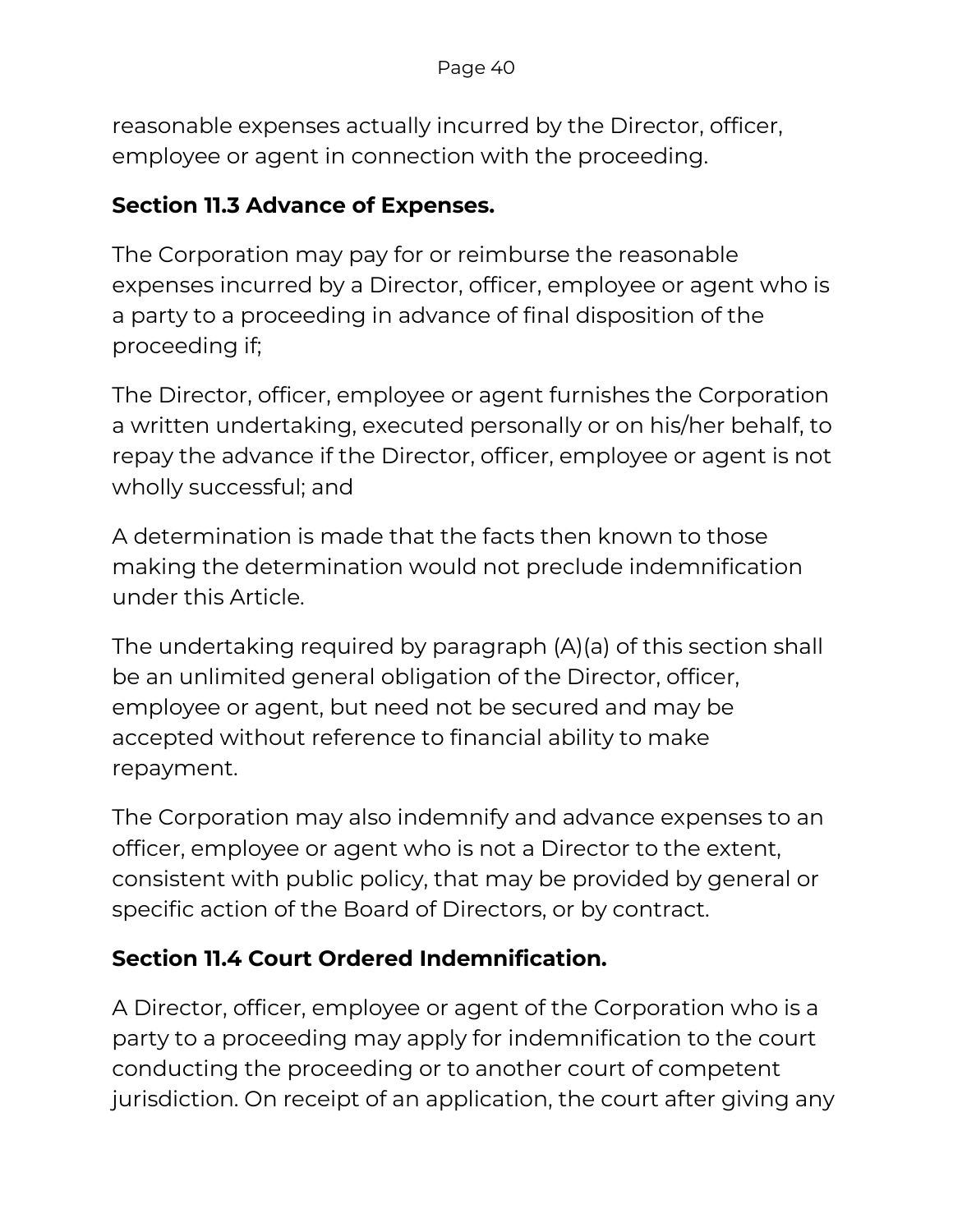reasonable expenses actually incurred by the Director, officer, employee or agent in connection with the proceeding.

**Section 11.3 Advance of Expenses.**

The Corporation may pay for or reimburse the reasonable expenses incurred by a Director, officer, employee or agent who is a party to a proceeding in advance of final disposition of the proceeding if;

The Director, officer, employee or agent furnishes the Corporation a written undertaking, executed personally or on his/her behalf, to repay the advance if the Director, officer, employee or agent is not wholly successful; and

A determination is made that the facts then known to those making the determination would not preclude indemnification under this Article.

The undertaking required by paragraph (A)(a) of this section shall be an unlimited general obligation of the Director, officer, employee or agent, but need not be secured and may be accepted without reference to financial ability to make repayment.

The Corporation may also indemnify and advance expenses to an officer, employee or agent who is not a Director to the extent, consistent with public policy, that may be provided by general or specific action of the Board of Directors, or by contract.

**Section 11.4 Court Ordered Indemnification.**

A Director, officer, employee or agent of the Corporation who is a party to a proceeding may apply for indemnification to the court conducting the proceeding or to another court of competent jurisdiction. On receipt of an application, the court after giving any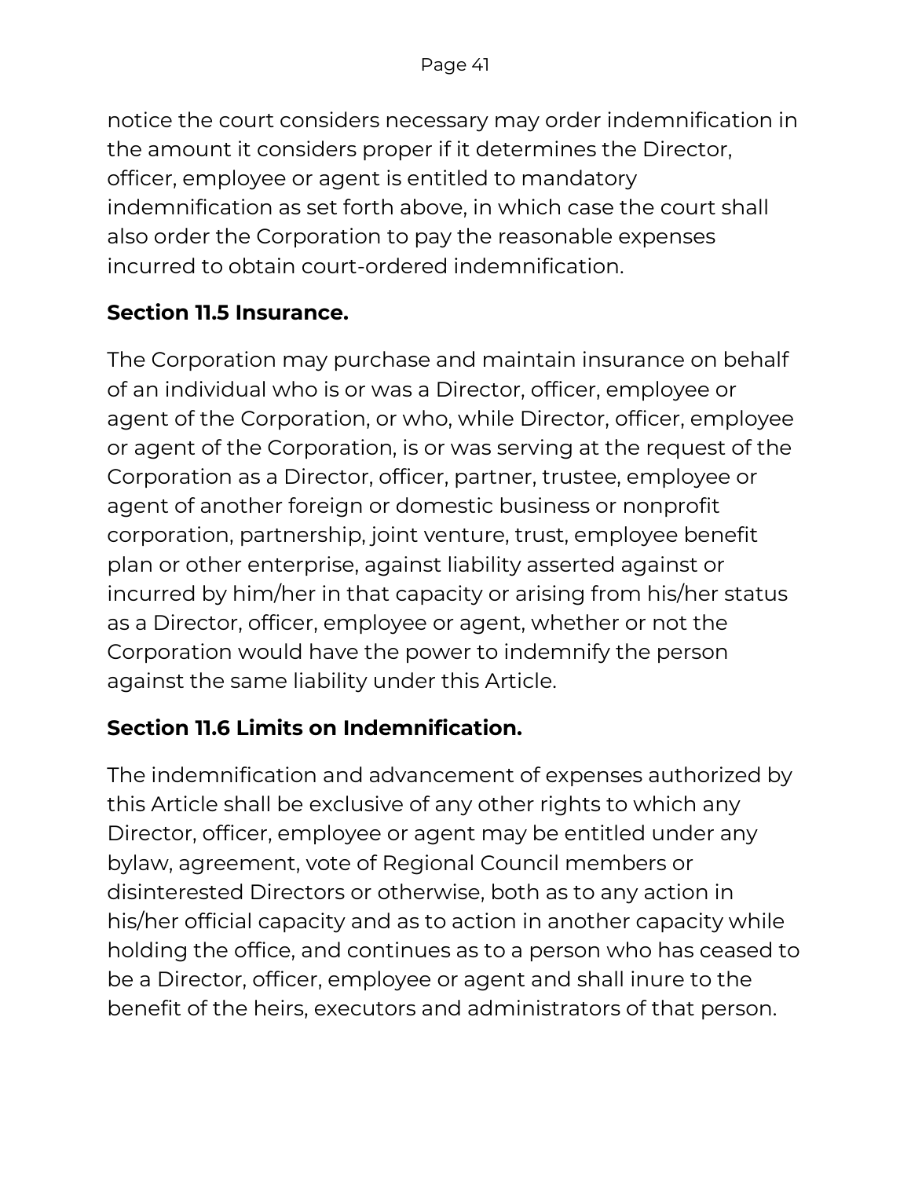notice the court considers necessary may order indemnification in the amount it considers proper if it determines the Director, officer, employee or agent is entitled to mandatory indemnification as set forth above, in which case the court shall also order the Corporation to pay the reasonable expenses incurred to obtain court-ordered indemnification.

**Section 11.5 Insurance.**

The Corporation may purchase and maintain insurance on behalf of an individual who is or was a Director, officer, employee or agent of the Corporation, or who, while Director, officer, employee or agent of the Corporation, is or was serving at the request of the Corporation as a Director, officer, partner, trustee, employee or agent of another foreign or domestic business or nonprofit corporation, partnership, joint venture, trust, employee benefit plan or other enterprise, against liability asserted against or incurred by him/her in that capacity or arising from his/her status as a Director, officer, employee or agent, whether or not the Corporation would have the power to indemnify the person against the same liability under this Article.

**Section 11.6 Limits on Indemnification.**

The indemnification and advancement of expenses authorized by this Article shall be exclusive of any other rights to which any Director, officer, employee or agent may be entitled under any bylaw, agreement, vote of Regional Council members or disinterested Directors or otherwise, both as to any action in his/her official capacity and as to action in another capacity while holding the office, and continues as to a person who has ceased to be a Director, officer, employee or agent and shall inure to the benefit of the heirs, executors and administrators of that person.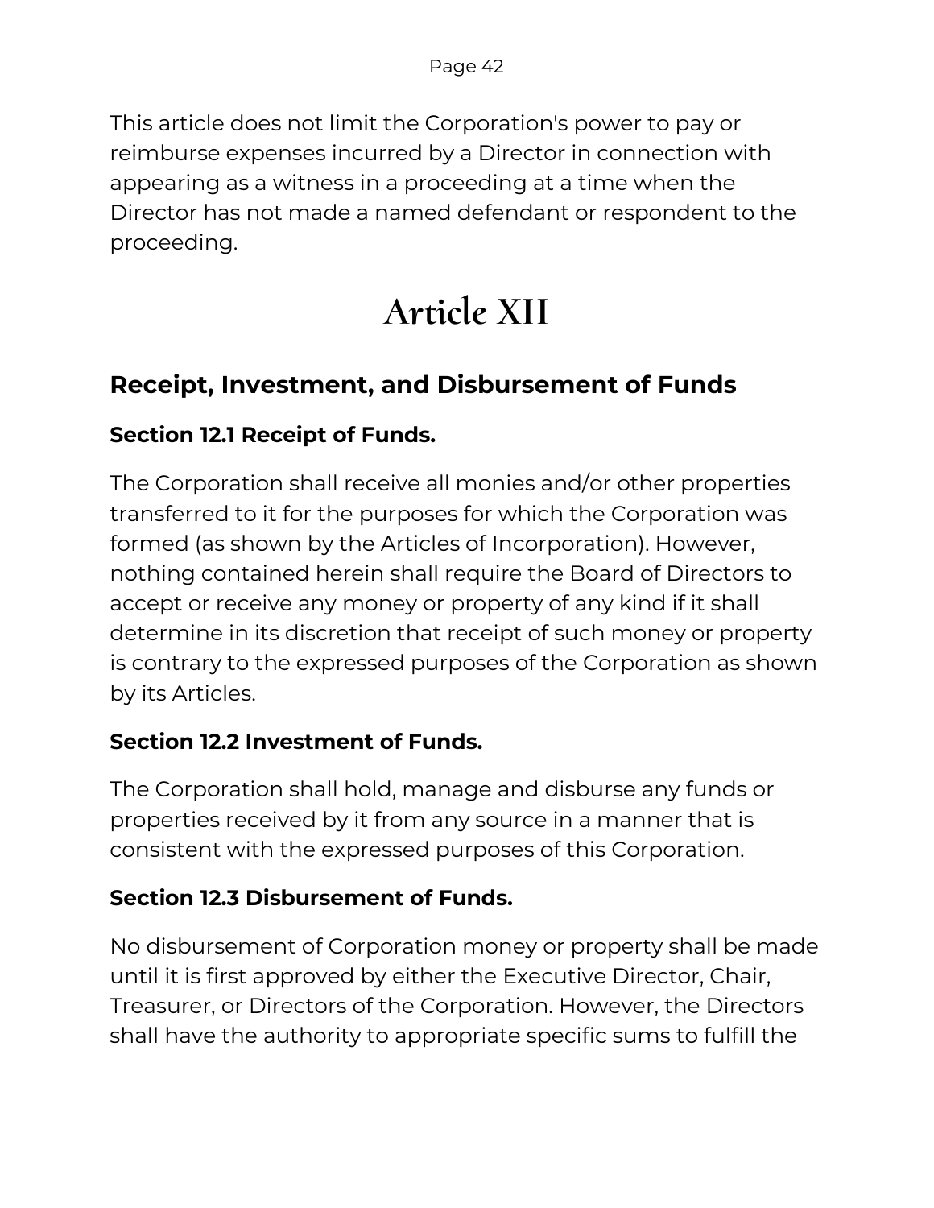This article does not limit the Corporation's power to pay or reimburse expenses incurred by a Director in connection with appearing as a witness in a proceeding at a time when the Director has not made a named defendant or respondent to the proceeding.

# Article XII

## Receipt, Investment, and Disbursement of Funds

### Section 12.1 Receipt of Funds.

The Corporation shall receive all monies and/or other properties transferred to it for the purposes for which the Corporation was formed (as shown by the Articles of Incorporation). However, nothing contained herein shall require the Board of Directors to accept or receive any money or property of any kind if it shall determine in its discretion that receipt of such money or property is contrary to the expressed purposes of the Corporation as shown by its Articles.

### Section 12.2 Investment of Funds.

The Corporation shall hold, manage and disburse any funds or properties received by it from any source in a manner that is consistent with the expressed purposes of this Corporation.

### Section 12.3 Disbursement of Funds.

No disbursement of Corporation money or property shall be made until it is first approved by either the Executive Director, Chair, Treasurer, or Directors of the Corporation. However, the Directors shall have the authority to appropriate specific sums to fulfill the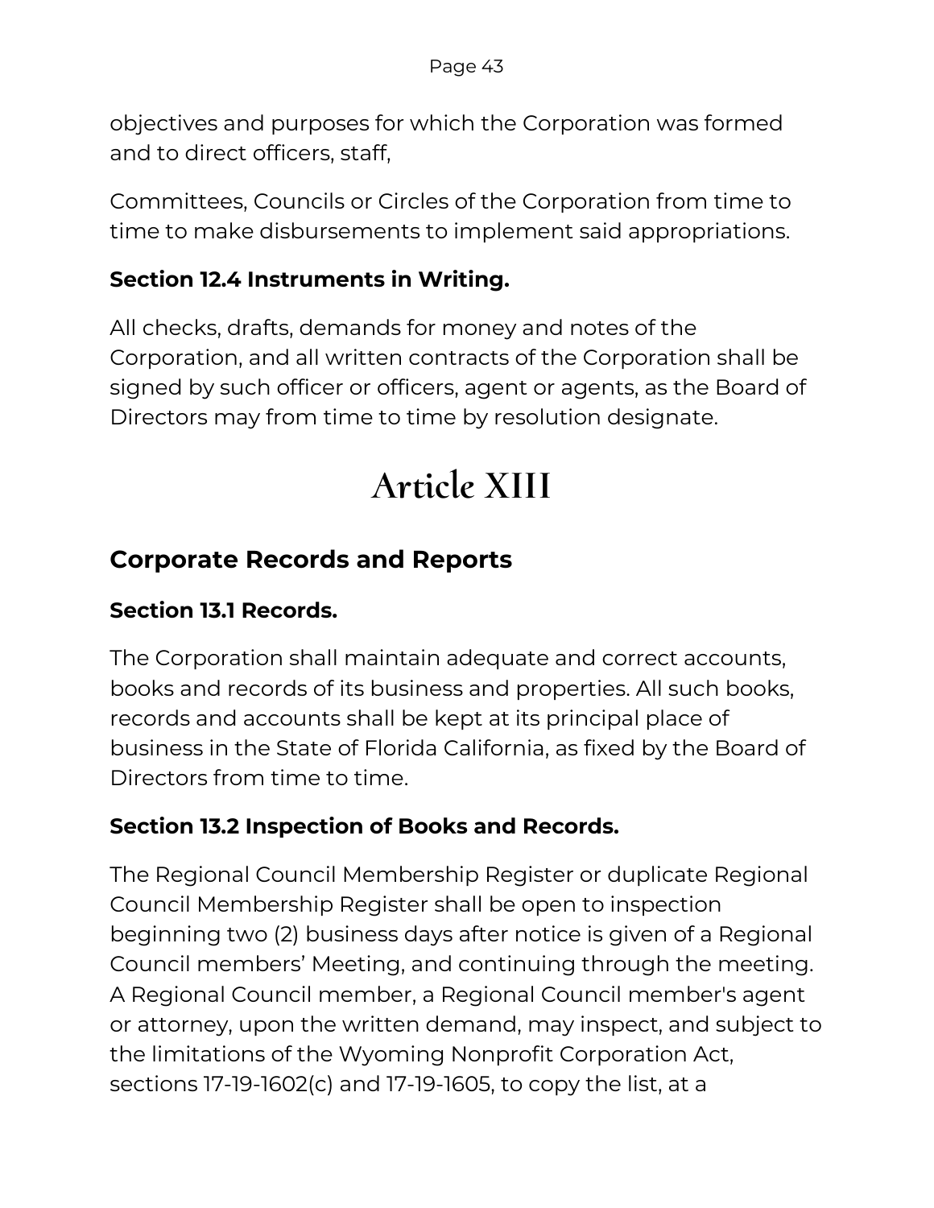objectives and purposes for which the Corporation was formed and to direct officers, staff,

Committees, Councils or Circles of the Corporation from time to time to make disbursements to implement said appropriations.

**Section 12.4 Instruments in Writing.**

All checks, drafts, demands for money and notes of the Corporation, and all written contracts of the Corporation shall be signed by such officer or officers, agent or agents, as the Board of Directors may from time to time by resolution designate.

# Article XIII

## Corporate Records and Reports

**Section 13.1 Records.**

The Corporation shall maintain adequate and correct accounts, books and records of its business and properties. All such books, records and accounts shall be kept at its principal place of business in the State of Florida California, as fixed by the Board of Directors from time to time.

**Section 13.2 Inspection of Books and Records.**

The Regional Council Membership Register or duplicate Regional Council Membership Register shall be open to inspection beginning two (2) business days after notice is given of a Regional Council members' Meeting, and continuing through the meeting. A Regional Council member, a Regional Council member's agent or attorney, upon the written demand, may inspect, and subject to the limitations of the Wyoming Nonprofit Corporation Act, sections 17-19-1602(c) and 17-19-1605, to copy the list, at a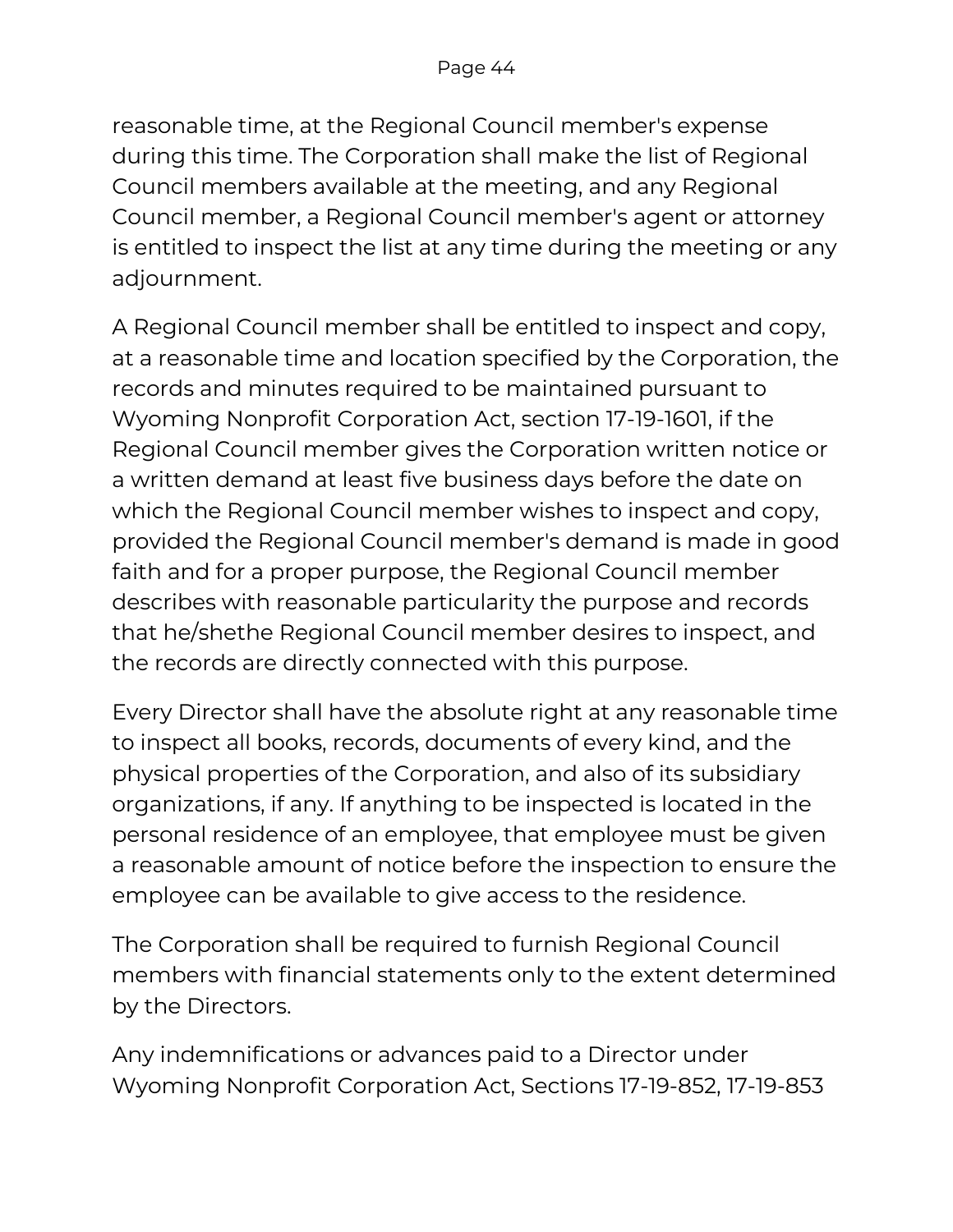reasonable time, at the Regional Council member's expense during this time. The Corporation shall make the list of Regional Council members available at the meeting, and any Regional Council member, a Regional Council member's agent or attorney is entitled to inspect the list at any time during the meeting or any adjournment.

A Regional Council member shall be entitled to inspect and copy, at a reasonable time and location specified by the Corporation, the records and minutes required to be maintained pursuant to Wyoming Nonprofit Corporation Act, section 17-19-1601, if the Regional Council member gives the Corporation written notice or a written demand at least five business days before the date on which the Regional Council member wishes to inspect and copy, provided the Regional Council member's demand is made in good faith and for a proper purpose, the Regional Council member describes with reasonable particularity the purpose and records that he/shethe Regional Council member desires to inspect, and the records are directly connected with this purpose.

Every Director shall have the absolute right at any reasonable time to inspect all books, records, documents of every kind, and the physical properties of the Corporation, and also of its subsidiary organizations, if any. If anything to be inspected is located in the personal residence of an employee, that employee must be given a reasonable amount of notice before the inspection to ensure the employee can be available to give access to the residence.

The Corporation shall be required to furnish Regional Council members with financial statements only to the extent determined by the Directors.

Any indemnifications or advances paid to a Director under Wyoming Nonprofit Corporation Act, Sections 17-19-852, 17-19-853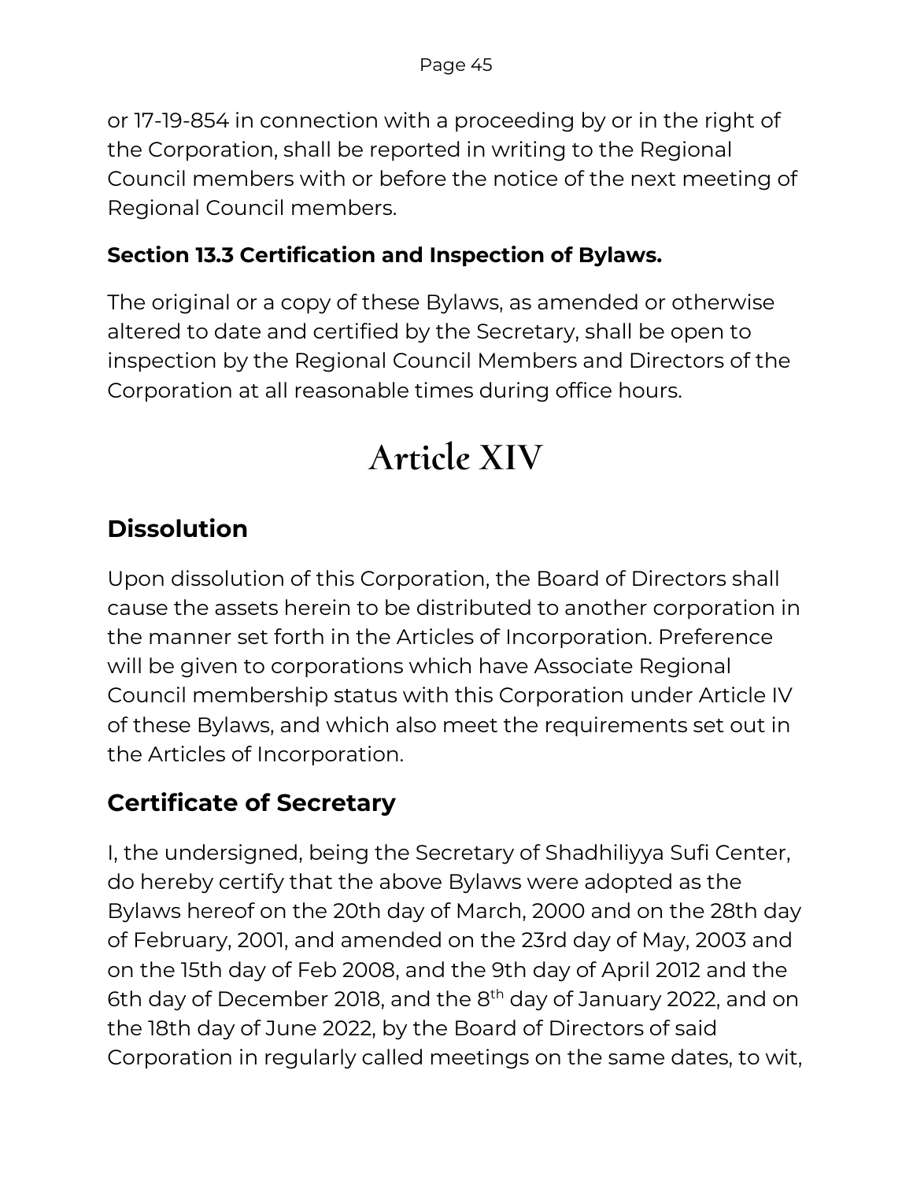or 17-19-854 in connection with a proceeding by or in the right of the Corporation, shall be reported in writing to the Regional Council members with or before the notice of the next meeting of Regional Council members.

**Section 13.3 Certification and Inspection of Bylaws.**

The original or a copy of these Bylaws, as amended or otherwise altered to date and certified by the Secretary, shall be open to inspection by the Regional Council Members and Directors of the Corporation at all reasonable times during office hours.

# Article XIV

## Dissolution

Upon dissolution of this Corporation, the Board of Directors shall cause the assets herein to be distributed to another corporation in the manner set forth in the Articles of Incorporation. Preference will be given to corporations which have Associate Regional Council membership status with this Corporation under Article IV of these Bylaws, and which also meet the requirements set out in the Articles of Incorporation.

## Certificate of Secretary

I, the undersigned, being the Secretary of Shadhiliyya Sufi Center, do hereby certify that the above Bylaws were adopted as the Bylaws hereof on the 20th day of March, 2000 and on the 28th day of February, 2001, and amended on the 23rd day of May, 2003 and on the 15th day of Feb 2008, and the 9th day of April 2012 and the 6th day of December 2018, and the 8th day of January 2022, and on the 18th day of June 2022, by the Board of Directors of said Corporation in regularly called meetings on the same dates, to wit,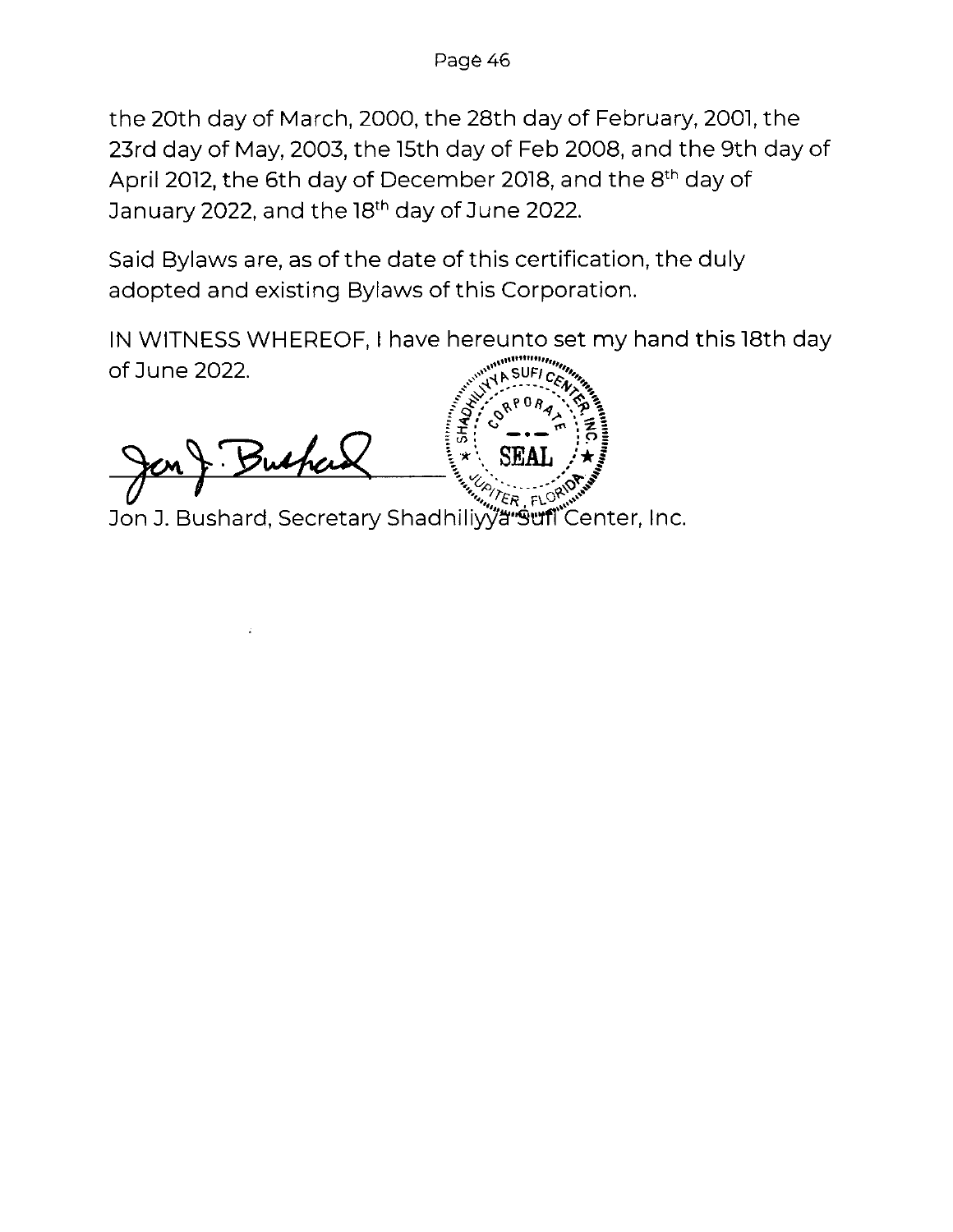the 20th day of March, 2000, the 28th day of February, 2001, the 23rd day of May, 2003, the 15th day of Feb 2008, and the 9th day of April 2012, the 6th day of December 2018, and the 8th day of January 2022, and the 18th day of June 2022.

Said Bylaws are, as of the date of this certification, the duly adopted and existing Bylaws of this Corporation.

IN WITNESS WHEREOF, I have hereunto set my hand this 18th day of June 2022.

SHADHILIYYA SUFI CENTER, INC. CORPORATE SEAL JUPITER, FLORIDA

Jon J. Bushard, Secretary Shadhiliyya Sufi Center, Inc.